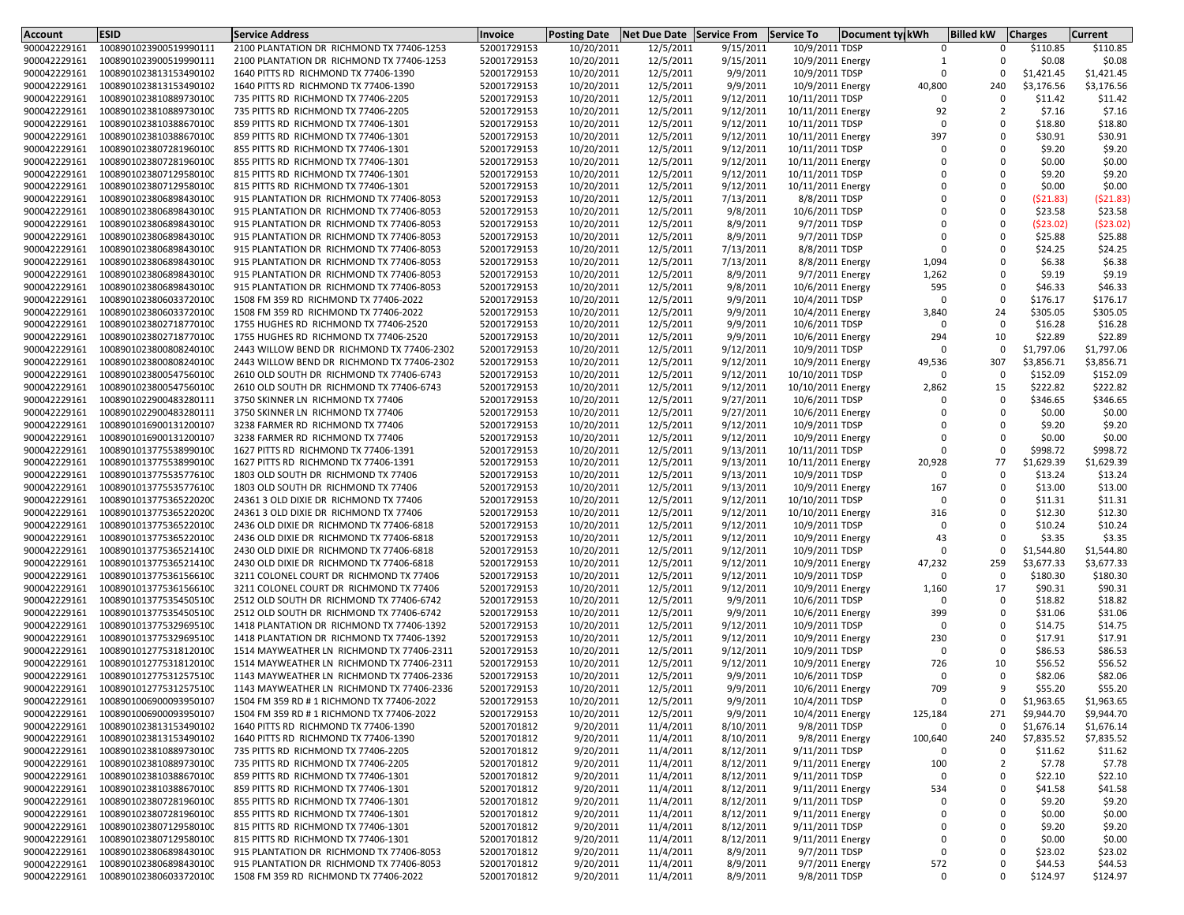| Account | ESID | Service Address | Invoice | Posting Date | Net Due Date | Service From | Service To | Document ty | kWh | Billed kW | Charges | Current |
|---|---|---|---|---|---|---|---|---|---|---|---|---|
| 900042229161 | 1008901023900519990111 | 2100 PLANTATION DR RICHMOND TX 77406-1253 | 52001729153 | 10/20/2011 | 12/5/2011 | 9/15/2011 | 10/9/2011 | TDSP | 0 | 0 | $110.85 | $110.85 |
| 900042229161 | 1008901023900519990111 | 2100 PLANTATION DR RICHMOND TX 77406-1253 | 52001729153 | 10/20/2011 | 12/5/2011 | 9/15/2011 | 10/9/2011 | Energy | 1 | 0 | $0.08 | $0.08 |
| 900042229161 | 1008901023813153490102 | 1640 PITTS RD RICHMOND TX 77406-1390 | 52001729153 | 10/20/2011 | 12/5/2011 | 9/9/2011 | 10/9/2011 | TDSP | 0 | 0 | $1,421.45 | $1,421.45 |
| 900042229161 | 1008901023813153490102 | 1640 PITTS RD RICHMOND TX 77406-1390 | 52001729153 | 10/20/2011 | 12/5/2011 | 9/9/2011 | 10/9/2011 | Energy | 40,800 | 240 | $3,176.56 | $3,176.56 |
| 900042229161 | 1008901023810889730100 | 735 PITTS RD RICHMOND TX 77406-2205 | 52001729153 | 10/20/2011 | 12/5/2011 | 9/12/2011 | 10/11/2011 | TDSP | 0 | 0 | $11.42 | $11.42 |
| 900042229161 | 1008901023810889730100 | 735 PITTS RD RICHMOND TX 77406-2205 | 52001729153 | 10/20/2011 | 12/5/2011 | 9/12/2011 | 10/11/2011 | Energy | 92 | 2 | $7.16 | $7.16 |
| 900042229161 | 1008901023810388670100 | 859 PITTS RD RICHMOND TX 77406-1301 | 52001729153 | 10/20/2011 | 12/5/2011 | 9/12/2011 | 10/11/2011 | TDSP | 0 | 0 | $18.80 | $18.80 |
| 900042229161 | 1008901023810388670100 | 859 PITTS RD RICHMOND TX 77406-1301 | 52001729153 | 10/20/2011 | 12/5/2011 | 9/12/2011 | 10/11/2011 | Energy | 397 | 0 | $30.91 | $30.91 |
| 900042229161 | 1008901023807281960100 | 855 PITTS RD RICHMOND TX 77406-1301 | 52001729153 | 10/20/2011 | 12/5/2011 | 9/12/2011 | 10/11/2011 | TDSP | 0 | 0 | $9.20 | $9.20 |
| 900042229161 | 1008901023807281960100 | 855 PITTS RD RICHMOND TX 77406-1301 | 52001729153 | 10/20/2011 | 12/5/2011 | 9/12/2011 | 10/11/2011 | Energy | 0 | 0 | $0.00 | $0.00 |
| 900042229161 | 1008901023807129580100 | 815 PITTS RD RICHMOND TX 77406-1301 | 52001729153 | 10/20/2011 | 12/5/2011 | 9/12/2011 | 10/11/2011 | TDSP | 0 | 0 | $9.20 | $9.20 |
| 900042229161 | 1008901023807129580100 | 815 PITTS RD RICHMOND TX 77406-1301 | 52001729153 | 10/20/2011 | 12/5/2011 | 9/12/2011 | 10/11/2011 | Energy | 0 | 0 | $0.00 | $0.00 |
| 900042229161 | 1008901023806898430100 | 915 PLANTATION DR RICHMOND TX 77406-8053 | 52001729153 | 10/20/2011 | 12/5/2011 | 7/13/2011 | 8/8/2011 | TDSP | 0 | 0 | ($21.83) | ($21.83) |
| 900042229161 | 1008901023806898430100 | 915 PLANTATION DR RICHMOND TX 77406-8053 | 52001729153 | 10/20/2011 | 12/5/2011 | 9/8/2011 | 10/6/2011 | TDSP | 0 | 0 | $23.58 | $23.58 |
| 900042229161 | 1008901023806898430100 | 915 PLANTATION DR RICHMOND TX 77406-8053 | 52001729153 | 10/20/2011 | 12/5/2011 | 8/9/2011 | 9/7/2011 | TDSP | 0 | 0 | ($23.02) | ($23.02) |
| 900042229161 | 1008901023806898430100 | 915 PLANTATION DR RICHMOND TX 77406-8053 | 52001729153 | 10/20/2011 | 12/5/2011 | 8/9/2011 | 9/7/2011 | TDSP | 0 | 0 | $25.88 | $25.88 |
| 900042229161 | 1008901023806898430100 | 915 PLANTATION DR RICHMOND TX 77406-8053 | 52001729153 | 10/20/2011 | 12/5/2011 | 7/13/2011 | 8/8/2011 | TDSP | 0 | 0 | $24.25 | $24.25 |
| 900042229161 | 1008901023806898430100 | 915 PLANTATION DR RICHMOND TX 77406-8053 | 52001729153 | 10/20/2011 | 12/5/2011 | 7/13/2011 | 8/8/2011 | Energy | 1,094 | 0 | $6.38 | $6.38 |
| 900042229161 | 1008901023806898430100 | 915 PLANTATION DR RICHMOND TX 77406-8053 | 52001729153 | 10/20/2011 | 12/5/2011 | 8/9/2011 | 9/7/2011 | Energy | 1,262 | 0 | $9.19 | $9.19 |
| 900042229161 | 1008901023806898430100 | 915 PLANTATION DR RICHMOND TX 77406-8053 | 52001729153 | 10/20/2011 | 12/5/2011 | 9/8/2011 | 10/6/2011 | Energy | 595 | 0 | $46.33 | $46.33 |
| 900042229161 | 1008901023806033720100 | 1508 FM 359 RD RICHMOND TX 77406-2022 | 52001729153 | 10/20/2011 | 12/5/2011 | 9/9/2011 | 10/4/2011 | TDSP | 0 | 0 | $176.17 | $176.17 |
| 900042229161 | 1008901023806033720100 | 1508 FM 359 RD RICHMOND TX 77406-2022 | 52001729153 | 10/20/2011 | 12/5/2011 | 9/9/2011 | 10/4/2011 | Energy | 3,840 | 24 | $305.05 | $305.05 |
| 900042229161 | 1008901023802718770100 | 1755 HUGHES RD RICHMOND TX 77406-2520 | 52001729153 | 10/20/2011 | 12/5/2011 | 9/9/2011 | 10/6/2011 | TDSP | 0 | 0 | $16.28 | $16.28 |
| 900042229161 | 1008901023802718770100 | 1755 HUGHES RD RICHMOND TX 77406-2520 | 52001729153 | 10/20/2011 | 12/5/2011 | 9/9/2011 | 10/6/2011 | Energy | 294 | 10 | $22.89 | $22.89 |
| 900042229161 | 1008901023800808240100 | 2443 WILLOW BEND DR RICHMOND TX 77406-2302 | 52001729153 | 10/20/2011 | 12/5/2011 | 9/12/2011 | 10/9/2011 | TDSP | 0 | 0 | $1,797.06 | $1,797.06 |
| 900042229161 | 1008901023800808240100 | 2443 WILLOW BEND DR RICHMOND TX 77406-2302 | 52001729153 | 10/20/2011 | 12/5/2011 | 9/12/2011 | 10/9/2011 | Energy | 49,536 | 307 | $3,856.71 | $3,856.71 |
| 900042229161 | 1008901023800547560100 | 2610 OLD SOUTH DR RICHMOND TX 77406-6743 | 52001729153 | 10/20/2011 | 12/5/2011 | 9/12/2011 | 10/10/2011 | TDSP | 0 | 0 | $152.09 | $152.09 |
| 900042229161 | 1008901023800547560100 | 2610 OLD SOUTH DR RICHMOND TX 77406-6743 | 52001729153 | 10/20/2011 | 12/5/2011 | 9/12/2011 | 10/10/2011 | Energy | 2,862 | 15 | $222.82 | $222.82 |
| 900042229161 | 1008901022900483280111 | 3750 SKINNER LN RICHMOND TX 77406 | 52001729153 | 10/20/2011 | 12/5/2011 | 9/27/2011 | 10/6/2011 | TDSP | 0 | 0 | $346.65 | $346.65 |
| 900042229161 | 1008901022900483280111 | 3750 SKINNER LN RICHMOND TX 77406 | 52001729153 | 10/20/2011 | 12/5/2011 | 9/27/2011 | 10/6/2011 | Energy | 0 | 0 | $0.00 | $0.00 |
| 900042229161 | 1008901016900131200107 | 3238 FARMER RD RICHMOND TX 77406 | 52001729153 | 10/20/2011 | 12/5/2011 | 9/12/2011 | 10/9/2011 | TDSP | 0 | 0 | $9.20 | $9.20 |
| 900042229161 | 1008901016900131200107 | 3238 FARMER RD RICHMOND TX 77406 | 52001729153 | 10/20/2011 | 12/5/2011 | 9/12/2011 | 10/9/2011 | Energy | 0 | 0 | $0.00 | $0.00 |
| 900042229161 | 1008901013775538990100 | 1627 PITTS RD RICHMOND TX 77406-1391 | 52001729153 | 10/20/2011 | 12/5/2011 | 9/13/2011 | 10/11/2011 | TDSP | 0 | 0 | $998.72 | $998.72 |
| 900042229161 | 1008901013775538990100 | 1627 PITTS RD RICHMOND TX 77406-1391 | 52001729153 | 10/20/2011 | 12/5/2011 | 9/13/2011 | 10/11/2011 | Energy | 20,928 | 77 | $1,629.39 | $1,629.39 |
| 900042229161 | 1008901013775535776100 | 1803 OLD SOUTH DR RICHMOND TX 77406 | 52001729153 | 10/20/2011 | 12/5/2011 | 9/13/2011 | 10/9/2011 | TDSP | 0 | 0 | $13.24 | $13.24 |
| 900042229161 | 1008901013775535776100 | 1803 OLD SOUTH DR RICHMOND TX 77406 | 52001729153 | 10/20/2011 | 12/5/2011 | 9/13/2011 | 10/9/2011 | Energy | 167 | 0 | $13.00 | $13.00 |
| 900042229161 | 1008901013775365220200 | 24361 3 OLD DIXIE DR RICHMOND TX 77406 | 52001729153 | 10/20/2011 | 12/5/2011 | 9/12/2011 | 10/10/2011 | TDSP | 0 | 0 | $11.31 | $11.31 |
| 900042229161 | 1008901013775365220200 | 24361 3 OLD DIXIE DR RICHMOND TX 77406 | 52001729153 | 10/20/2011 | 12/5/2011 | 9/12/2011 | 10/10/2011 | Energy | 316 | 0 | $12.30 | $12.30 |
| 900042229161 | 1008901013775365220100 | 2436 OLD DIXIE DR RICHMOND TX 77406-6818 | 52001729153 | 10/20/2011 | 12/5/2011 | 9/12/2011 | 10/9/2011 | TDSP | 0 | 0 | $10.24 | $10.24 |
| 900042229161 | 1008901013775365220100 | 2436 OLD DIXIE DR RICHMOND TX 77406-6818 | 52001729153 | 10/20/2011 | 12/5/2011 | 9/12/2011 | 10/9/2011 | Energy | 43 | 0 | $3.35 | $3.35 |
| 900042229161 | 1008901013775365214100 | 2430 OLD DIXIE DR RICHMOND TX 77406-6818 | 52001729153 | 10/20/2011 | 12/5/2011 | 9/12/2011 | 10/9/2011 | TDSP | 0 | 0 | $1,544.80 | $1,544.80 |
| 900042229161 | 1008901013775365214100 | 2430 OLD DIXIE DR RICHMOND TX 77406-6818 | 52001729153 | 10/20/2011 | 12/5/2011 | 9/12/2011 | 10/9/2011 | Energy | 47,232 | 259 | $3,677.33 | $3,677.33 |
| 900042229161 | 1008901013775361566100 | 3211 COLONEL COURT DR RICHMOND TX 77406 | 52001729153 | 10/20/2011 | 12/5/2011 | 9/12/2011 | 10/9/2011 | TDSP | 0 | 0 | $180.30 | $180.30 |
| 900042229161 | 1008901013775361566100 | 3211 COLONEL COURT DR RICHMOND TX 77406 | 52001729153 | 10/20/2011 | 12/5/2011 | 9/12/2011 | 10/9/2011 | Energy | 1,160 | 17 | $90.31 | $90.31 |
| 900042229161 | 1008901013775354505100 | 2512 OLD SOUTH DR RICHMOND TX 77406-6742 | 52001729153 | 10/20/2011 | 12/5/2011 | 9/9/2011 | 10/6/2011 | TDSP | 0 | 0 | $18.82 | $18.82 |
| 900042229161 | 1008901013775354505100 | 2512 OLD SOUTH DR RICHMOND TX 77406-6742 | 52001729153 | 10/20/2011 | 12/5/2011 | 9/9/2011 | 10/6/2011 | Energy | 399 | 0 | $31.06 | $31.06 |
| 900042229161 | 1008901013775329695100 | 1418 PLANTATION DR RICHMOND TX 77406-1392 | 52001729153 | 10/20/2011 | 12/5/2011 | 9/12/2011 | 10/9/2011 | TDSP | 0 | 0 | $14.75 | $14.75 |
| 900042229161 | 1008901013775329695100 | 1418 PLANTATION DR RICHMOND TX 77406-1392 | 52001729153 | 10/20/2011 | 12/5/2011 | 9/12/2011 | 10/9/2011 | Energy | 230 | 0 | $17.91 | $17.91 |
| 900042229161 | 1008901012775318120100 | 1514 MAYWEATHER LN RICHMOND TX 77406-2311 | 52001729153 | 10/20/2011 | 12/5/2011 | 9/12/2011 | 10/9/2011 | TDSP | 0 | 0 | $86.53 | $86.53 |
| 900042229161 | 1008901012775318120100 | 1514 MAYWEATHER LN RICHMOND TX 77406-2311 | 52001729153 | 10/20/2011 | 12/5/2011 | 9/12/2011 | 10/9/2011 | Energy | 726 | 10 | $56.52 | $56.52 |
| 900042229161 | 1008901012775312575100 | 1143 MAYWEATHER LN RICHMOND TX 77406-2336 | 52001729153 | 10/20/2011 | 12/5/2011 | 9/9/2011 | 10/6/2011 | TDSP | 0 | 0 | $82.06 | $82.06 |
| 900042229161 | 1008901012775312575100 | 1143 MAYWEATHER LN RICHMOND TX 77406-2336 | 52001729153 | 10/20/2011 | 12/5/2011 | 9/9/2011 | 10/6/2011 | Energy | 709 | 9 | $55.20 | $55.20 |
| 900042229161 | 1008901006900093950107 | 1504 FM 359 RD # 1 RICHMOND TX 77406-2022 | 52001729153 | 10/20/2011 | 12/5/2011 | 9/9/2011 | 10/4/2011 | TDSP | 0 | 0 | $1,963.65 | $1,963.65 |
| 900042229161 | 1008901006900093950107 | 1504 FM 359 RD # 1 RICHMOND TX 77406-2022 | 52001729153 | 10/20/2011 | 12/5/2011 | 9/9/2011 | 10/4/2011 | Energy | 125,184 | 271 | $9,944.70 | $9,944.70 |
| 900042229161 | 1008901023813153490102 | 1640 PITTS RD RICHMOND TX 77406-1390 | 52001701812 | 9/20/2011 | 11/4/2011 | 8/10/2011 | 9/8/2011 | TDSP | 0 | 0 | $1,676.14 | $1,676.14 |
| 900042229161 | 1008901023813153490102 | 1640 PITTS RD RICHMOND TX 77406-1390 | 52001701812 | 9/20/2011 | 11/4/2011 | 8/10/2011 | 9/8/2011 | Energy | 100,640 | 240 | $7,835.52 | $7,835.52 |
| 900042229161 | 1008901023810889730100 | 735 PITTS RD RICHMOND TX 77406-2205 | 52001701812 | 9/20/2011 | 11/4/2011 | 8/12/2011 | 9/11/2011 | TDSP | 0 | 0 | $11.62 | $11.62 |
| 900042229161 | 1008901023810889730100 | 735 PITTS RD RICHMOND TX 77406-2205 | 52001701812 | 9/20/2011 | 11/4/2011 | 8/12/2011 | 9/11/2011 | Energy | 100 | 2 | $7.78 | $7.78 |
| 900042229161 | 1008901023810388670100 | 859 PITTS RD RICHMOND TX 77406-1301 | 52001701812 | 9/20/2011 | 11/4/2011 | 8/12/2011 | 9/11/2011 | TDSP | 0 | 0 | $22.10 | $22.10 |
| 900042229161 | 1008901023810388670100 | 859 PITTS RD RICHMOND TX 77406-1301 | 52001701812 | 9/20/2011 | 11/4/2011 | 8/12/2011 | 9/11/2011 | Energy | 534 | 0 | $41.58 | $41.58 |
| 900042229161 | 1008901023807281960100 | 855 PITTS RD RICHMOND TX 77406-1301 | 52001701812 | 9/20/2011 | 11/4/2011 | 8/12/2011 | 9/11/2011 | TDSP | 0 | 0 | $9.20 | $9.20 |
| 900042229161 | 1008901023807281960100 | 855 PITTS RD RICHMOND TX 77406-1301 | 52001701812 | 9/20/2011 | 11/4/2011 | 8/12/2011 | 9/11/2011 | Energy | 0 | 0 | $0.00 | $0.00 |
| 900042229161 | 1008901023807129580100 | 815 PITTS RD RICHMOND TX 77406-1301 | 52001701812 | 9/20/2011 | 11/4/2011 | 8/12/2011 | 9/11/2011 | TDSP | 0 | 0 | $9.20 | $9.20 |
| 900042229161 | 1008901023807129580100 | 815 PITTS RD RICHMOND TX 77406-1301 | 52001701812 | 9/20/2011 | 11/4/2011 | 8/12/2011 | 9/11/2011 | Energy | 0 | 0 | $0.00 | $0.00 |
| 900042229161 | 1008901023806898430100 | 915 PLANTATION DR RICHMOND TX 77406-8053 | 52001701812 | 9/20/2011 | 11/4/2011 | 8/9/2011 | 9/7/2011 | TDSP | 0 | 0 | $23.02 | $23.02 |
| 900042229161 | 1008901023806898430100 | 915 PLANTATION DR RICHMOND TX 77406-8053 | 52001701812 | 9/20/2011 | 11/4/2011 | 8/9/2011 | 9/7/2011 | Energy | 572 | 0 | $44.53 | $44.53 |
| 900042229161 | 1008901023806033720100 | 1508 FM 359 RD RICHMOND TX 77406-2022 | 52001701812 | 9/20/2011 | 11/4/2011 | 8/9/2011 | 9/8/2011 | TDSP | 0 | 0 | $124.97 | $124.97 |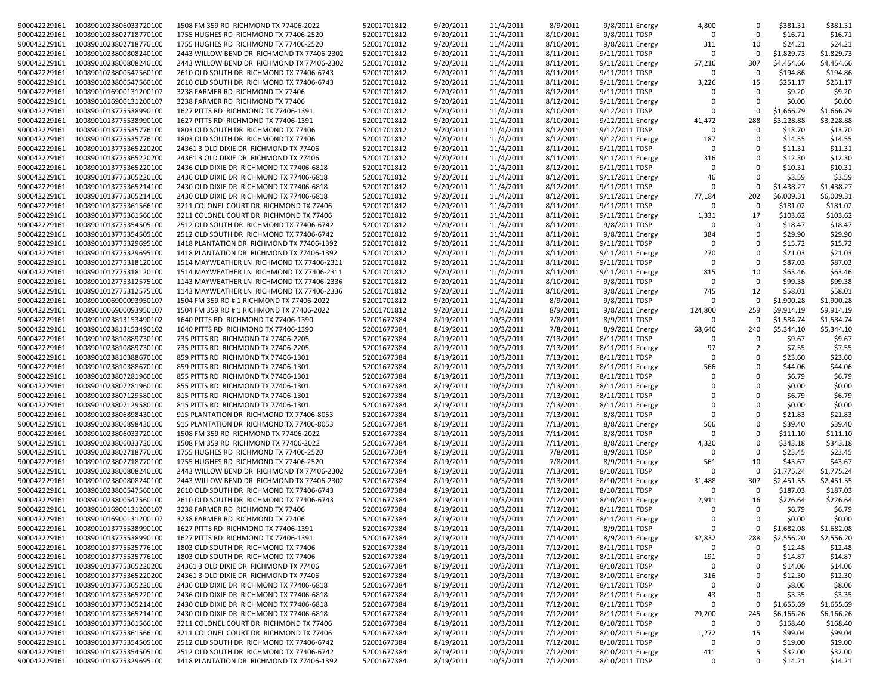| | | | | | | | | | | | | |
|---|---|---|---|---|---|---|---|---|---|---|---|---|
| 900042229161 | 1008901023806033720100 | 1508 FM 359 RD RICHMOND TX 77406-2022 | 52001701812 | 9/20/2011 | 11/4/2011 | 8/9/2011 | 9/8/2011 Energy | 4,800 | 0 | $381.31 | $381.31 |
| 900042229161 | 1008901023802718770100 | 1755 HUGHES RD RICHMOND TX 77406-2520 | 52001701812 | 9/20/2011 | 11/4/2011 | 8/10/2011 | 9/8/2011 TDSP | 0 | 0 | $16.71 | $16.71 |
| 900042229161 | 1008901023802718770100 | 1755 HUGHES RD RICHMOND TX 77406-2520 | 52001701812 | 9/20/2011 | 11/4/2011 | 8/10/2011 | 9/8/2011 Energy | 311 | 10 | $24.21 | $24.21 |
| 900042229161 | 1008901023800808240100 | 2443 WILLOW BEND DR RICHMOND TX 77406-2302 | 52001701812 | 9/20/2011 | 11/4/2011 | 8/11/2011 | 9/11/2011 TDSP | 0 | 0 | $1,829.73 | $1,829.73 |
| 900042229161 | 1008901023800808240100 | 2443 WILLOW BEND DR RICHMOND TX 77406-2302 | 52001701812 | 9/20/2011 | 11/4/2011 | 8/11/2011 | 9/11/2011 Energy | 57,216 | 307 | $4,454.66 | $4,454.66 |
| 900042229161 | 1008901023800547560100 | 2610 OLD SOUTH DR RICHMOND TX 77406-6743 | 52001701812 | 9/20/2011 | 11/4/2011 | 8/11/2011 | 9/11/2011 TDSP | 0 | 0 | $194.86 | $194.86 |
| 900042229161 | 1008901023800547560100 | 2610 OLD SOUTH DR RICHMOND TX 77406-6743 | 52001701812 | 9/20/2011 | 11/4/2011 | 8/11/2011 | 9/11/2011 Energy | 3,226 | 15 | $251.17 | $251.17 |
| 900042229161 | 1008901016900131200107 | 3238 FARMER RD RICHMOND TX 77406 | 52001701812 | 9/20/2011 | 11/4/2011 | 8/12/2011 | 9/11/2011 TDSP | 0 | 0 | $9.20 | $9.20 |
| 900042229161 | 1008901016900131200107 | 3238 FARMER RD RICHMOND TX 77406 | 52001701812 | 9/20/2011 | 11/4/2011 | 8/12/2011 | 9/11/2011 Energy | 0 | 0 | $0.00 | $0.00 |
| 900042229161 | 1008901013775538990100 | 1627 PITTS RD RICHMOND TX 77406-1391 | 52001701812 | 9/20/2011 | 11/4/2011 | 8/10/2011 | 9/12/2011 TDSP | 0 | 0 | $1,666.79 | $1,666.79 |
| 900042229161 | 1008901013775538990100 | 1627 PITTS RD RICHMOND TX 77406-1391 | 52001701812 | 9/20/2011 | 11/4/2011 | 8/10/2011 | 9/12/2011 Energy | 41,472 | 288 | $3,228.88 | $3,228.88 |
| 900042229161 | 1008901013775535776100 | 1803 OLD SOUTH DR RICHMOND TX 77406 | 52001701812 | 9/20/2011 | 11/4/2011 | 8/12/2011 | 9/12/2011 TDSP | 0 | 0 | $13.70 | $13.70 |
| 900042229161 | 1008901013775535776100 | 1803 OLD SOUTH DR RICHMOND TX 77406 | 52001701812 | 9/20/2011 | 11/4/2011 | 8/12/2011 | 9/12/2011 Energy | 187 | 0 | $14.55 | $14.55 |
| 900042229161 | 1008901013775365220200 | 24361 3 OLD DIXIE DR RICHMOND TX 77406 | 52001701812 | 9/20/2011 | 11/4/2011 | 8/11/2011 | 9/11/2011 TDSP | 0 | 0 | $11.31 | $11.31 |
| 900042229161 | 1008901013775365220200 | 24361 3 OLD DIXIE DR RICHMOND TX 77406 | 52001701812 | 9/20/2011 | 11/4/2011 | 8/11/2011 | 9/11/2011 Energy | 316 | 0 | $12.30 | $12.30 |
| 900042229161 | 1008901013775365220100 | 2436 OLD DIXIE DR RICHMOND TX 77406-6818 | 52001701812 | 9/20/2011 | 11/4/2011 | 8/12/2011 | 9/11/2011 TDSP | 0 | 0 | $10.31 | $10.31 |
| 900042229161 | 1008901013775365220100 | 2436 OLD DIXIE DR RICHMOND TX 77406-6818 | 52001701812 | 9/20/2011 | 11/4/2011 | 8/12/2011 | 9/11/2011 Energy | 46 | 0 | $3.59 | $3.59 |
| 900042229161 | 1008901013775365214100 | 2430 OLD DIXIE DR RICHMOND TX 77406-6818 | 52001701812 | 9/20/2011 | 11/4/2011 | 8/12/2011 | 9/11/2011 TDSP | 0 | 0 | $1,438.27 | $1,438.27 |
| 900042229161 | 1008901013775365214100 | 2430 OLD DIXIE DR RICHMOND TX 77406-6818 | 52001701812 | 9/20/2011 | 11/4/2011 | 8/12/2011 | 9/11/2011 Energy | 77,184 | 202 | $6,009.31 | $6,009.31 |
| 900042229161 | 1008901013775361566100 | 3211 COLONEL COURT DR RICHMOND TX 77406 | 52001701812 | 9/20/2011 | 11/4/2011 | 8/11/2011 | 9/11/2011 TDSP | 0 | 0 | $181.02 | $181.02 |
| 900042229161 | 1008901013775361566100 | 3211 COLONEL COURT DR RICHMOND TX 77406 | 52001701812 | 9/20/2011 | 11/4/2011 | 8/11/2011 | 9/11/2011 Energy | 1,331 | 17 | $103.62 | $103.62 |
| 900042229161 | 1008901013775354505100 | 2512 OLD SOUTH DR RICHMOND TX 77406-6742 | 52001701812 | 9/20/2011 | 11/4/2011 | 8/11/2011 | 9/8/2011 TDSP | 0 | 0 | $18.47 | $18.47 |
| 900042229161 | 1008901013775354505100 | 2512 OLD SOUTH DR RICHMOND TX 77406-6742 | 52001701812 | 9/20/2011 | 11/4/2011 | 8/11/2011 | 9/8/2011 Energy | 384 | 0 | $29.90 | $29.90 |
| 900042229161 | 1008901013775329695100 | 1418 PLANTATION DR RICHMOND TX 77406-1392 | 52001701812 | 9/20/2011 | 11/4/2011 | 8/11/2011 | 9/11/2011 TDSP | 0 | 0 | $15.72 | $15.72 |
| 900042229161 | 1008901013775329695100 | 1418 PLANTATION DR RICHMOND TX 77406-1392 | 52001701812 | 9/20/2011 | 11/4/2011 | 8/11/2011 | 9/11/2011 Energy | 270 | 0 | $21.03 | $21.03 |
| 900042229161 | 1008901012775318120100 | 1514 MAYWEATHER LN RICHMOND TX 77406-2311 | 52001701812 | 9/20/2011 | 11/4/2011 | 8/11/2011 | 9/11/2011 TDSP | 0 | 0 | $87.03 | $87.03 |
| 900042229161 | 1008901012775318120100 | 1514 MAYWEATHER LN RICHMOND TX 77406-2311 | 52001701812 | 9/20/2011 | 11/4/2011 | 8/11/2011 | 9/11/2011 Energy | 815 | 10 | $63.46 | $63.46 |
| 900042229161 | 1008901012775312575100 | 1143 MAYWEATHER LN RICHMOND TX 77406-2336 | 52001701812 | 9/20/2011 | 11/4/2011 | 8/10/2011 | 9/8/2011 TDSP | 0 | 0 | $99.38 | $99.38 |
| 900042229161 | 1008901012775312575100 | 1143 MAYWEATHER LN RICHMOND TX 77406-2336 | 52001701812 | 9/20/2011 | 11/4/2011 | 8/10/2011 | 9/8/2011 Energy | 745 | 12 | $58.01 | $58.01 |
| 900042229161 | 1008901006900093950107 | 1504 FM 359 RD # 1 RICHMOND TX 77406-2022 | 52001701812 | 9/20/2011 | 11/4/2011 | 8/9/2011 | 9/8/2011 TDSP | 0 | 0 | $1,900.28 | $1,900.28 |
| 900042229161 | 1008901006900093950107 | 1504 FM 359 RD # 1 RICHMOND TX 77406-2022 | 52001701812 | 9/20/2011 | 11/4/2011 | 8/9/2011 | 9/8/2011 Energy | 124,800 | 259 | $9,914.19 | $9,914.19 |
| 900042229161 | 1008901023813153490102 | 1640 PITTS RD RICHMOND TX 77406-1390 | 52001677384 | 8/19/2011 | 10/3/2011 | 7/8/2011 | 8/9/2011 TDSP | 0 | 0 | $1,584.74 | $1,584.74 |
| 900042229161 | 1008901023813153490102 | 1640 PITTS RD RICHMOND TX 77406-1390 | 52001677384 | 8/19/2011 | 10/3/2011 | 7/8/2011 | 8/9/2011 Energy | 68,640 | 240 | $5,344.10 | $5,344.10 |
| 900042229161 | 1008901023810889730100 | 735 PITTS RD RICHMOND TX 77406-2205 | 52001677384 | 8/19/2011 | 10/3/2011 | 7/13/2011 | 8/11/2011 TDSP | 0 | 0 | $9.67 | $9.67 |
| 900042229161 | 1008901023810889730100 | 735 PITTS RD RICHMOND TX 77406-2205 | 52001677384 | 8/19/2011 | 10/3/2011 | 7/13/2011 | 8/11/2011 Energy | 97 | 2 | $7.55 | $7.55 |
| 900042229161 | 1008901023810388670100 | 859 PITTS RD RICHMOND TX 77406-1301 | 52001677384 | 8/19/2011 | 10/3/2011 | 7/13/2011 | 8/11/2011 TDSP | 0 | 0 | $23.60 | $23.60 |
| 900042229161 | 1008901023810388670100 | 859 PITTS RD RICHMOND TX 77406-1301 | 52001677384 | 8/19/2011 | 10/3/2011 | 7/13/2011 | 8/11/2011 Energy | 566 | 0 | $44.06 | $44.06 |
| 900042229161 | 1008901023807281960100 | 855 PITTS RD RICHMOND TX 77406-1301 | 52001677384 | 8/19/2011 | 10/3/2011 | 7/13/2011 | 8/11/2011 TDSP | 0 | 0 | $6.79 | $6.79 |
| 900042229161 | 1008901023807281960100 | 855 PITTS RD RICHMOND TX 77406-1301 | 52001677384 | 8/19/2011 | 10/3/2011 | 7/13/2011 | 8/11/2011 Energy | 0 | 0 | $0.00 | $0.00 |
| 900042229161 | 1008901023807129580100 | 815 PITTS RD RICHMOND TX 77406-1301 | 52001677384 | 8/19/2011 | 10/3/2011 | 7/13/2011 | 8/11/2011 TDSP | 0 | 0 | $6.79 | $6.79 |
| 900042229161 | 1008901023807129580100 | 815 PITTS RD RICHMOND TX 77406-1301 | 52001677384 | 8/19/2011 | 10/3/2011 | 7/13/2011 | 8/11/2011 Energy | 0 | 0 | $0.00 | $0.00 |
| 900042229161 | 1008901023806898430100 | 915 PLANTATION DR RICHMOND TX 77406-8053 | 52001677384 | 8/19/2011 | 10/3/2011 | 7/13/2011 | 8/8/2011 TDSP | 0 | 0 | $21.83 | $21.83 |
| 900042229161 | 1008901023806898430100 | 915 PLANTATION DR RICHMOND TX 77406-8053 | 52001677384 | 8/19/2011 | 10/3/2011 | 7/13/2011 | 8/8/2011 Energy | 506 | 0 | $39.40 | $39.40 |
| 900042229161 | 1008901023806033720100 | 1508 FM 359 RD RICHMOND TX 77406-2022 | 52001677384 | 8/19/2011 | 10/3/2011 | 7/11/2011 | 8/8/2011 TDSP | 0 | 0 | $111.10 | $111.10 |
| 900042229161 | 1008901023806033720100 | 1508 FM 359 RD RICHMOND TX 77406-2022 | 52001677384 | 8/19/2011 | 10/3/2011 | 7/11/2011 | 8/8/2011 Energy | 4,320 | 0 | $343.18 | $343.18 |
| 900042229161 | 1008901023802718770100 | 1755 HUGHES RD RICHMOND TX 77406-2520 | 52001677384 | 8/19/2011 | 10/3/2011 | 7/8/2011 | 8/9/2011 TDSP | 0 | 0 | $23.45 | $23.45 |
| 900042229161 | 1008901023802718770100 | 1755 HUGHES RD RICHMOND TX 77406-2520 | 52001677384 | 8/19/2011 | 10/3/2011 | 7/8/2011 | 8/9/2011 Energy | 561 | 10 | $43.67 | $43.67 |
| 900042229161 | 1008901023800808240100 | 2443 WILLOW BEND DR RICHMOND TX 77406-2302 | 52001677384 | 8/19/2011 | 10/3/2011 | 7/13/2011 | 8/10/2011 TDSP | 0 | 0 | $1,775.24 | $1,775.24 |
| 900042229161 | 1008901023800808240100 | 2443 WILLOW BEND DR RICHMOND TX 77406-2302 | 52001677384 | 8/19/2011 | 10/3/2011 | 7/13/2011 | 8/10/2011 Energy | 31,488 | 307 | $2,451.55 | $2,451.55 |
| 900042229161 | 1008901023800547560100 | 2610 OLD SOUTH DR RICHMOND TX 77406-6743 | 52001677384 | 8/19/2011 | 10/3/2011 | 7/12/2011 | 8/10/2011 TDSP | 0 | 0 | $187.03 | $187.03 |
| 900042229161 | 1008901023800547560100 | 2610 OLD SOUTH DR RICHMOND TX 77406-6743 | 52001677384 | 8/19/2011 | 10/3/2011 | 7/12/2011 | 8/10/2011 Energy | 2,911 | 16 | $226.64 | $226.64 |
| 900042229161 | 1008901016900131200107 | 3238 FARMER RD RICHMOND TX 77406 | 52001677384 | 8/19/2011 | 10/3/2011 | 7/12/2011 | 8/11/2011 TDSP | 0 | 0 | $6.79 | $6.79 |
| 900042229161 | 1008901016900131200107 | 3238 FARMER RD RICHMOND TX 77406 | 52001677384 | 8/19/2011 | 10/3/2011 | 7/12/2011 | 8/11/2011 Energy | 0 | 0 | $0.00 | $0.00 |
| 900042229161 | 1008901013775538990100 | 1627 PITTS RD RICHMOND TX 77406-1391 | 52001677384 | 8/19/2011 | 10/3/2011 | 7/14/2011 | 8/9/2011 TDSP | 0 | 0 | $1,682.08 | $1,682.08 |
| 900042229161 | 1008901013775538990100 | 1627 PITTS RD RICHMOND TX 77406-1391 | 52001677384 | 8/19/2011 | 10/3/2011 | 7/14/2011 | 8/9/2011 Energy | 32,832 | 288 | $2,556.20 | $2,556.20 |
| 900042229161 | 1008901013775535776100 | 1803 OLD SOUTH DR RICHMOND TX 77406 | 52001677384 | 8/19/2011 | 10/3/2011 | 7/12/2011 | 8/11/2011 TDSP | 0 | 0 | $12.48 | $12.48 |
| 900042229161 | 1008901013775535776100 | 1803 OLD SOUTH DR RICHMOND TX 77406 | 52001677384 | 8/19/2011 | 10/3/2011 | 7/12/2011 | 8/11/2011 Energy | 191 | 0 | $14.87 | $14.87 |
| 900042229161 | 1008901013775365220200 | 24361 3 OLD DIXIE DR RICHMOND TX 77406 | 52001677384 | 8/19/2011 | 10/3/2011 | 7/13/2011 | 8/10/2011 TDSP | 0 | 0 | $14.06 | $14.06 |
| 900042229161 | 1008901013775365220200 | 24361 3 OLD DIXIE DR RICHMOND TX 77406 | 52001677384 | 8/19/2011 | 10/3/2011 | 7/13/2011 | 8/10/2011 Energy | 316 | 0 | $12.30 | $12.30 |
| 900042229161 | 1008901013775365220100 | 2436 OLD DIXIE DR RICHMOND TX 77406-6818 | 52001677384 | 8/19/2011 | 10/3/2011 | 7/12/2011 | 8/11/2011 TDSP | 0 | 0 | $8.06 | $8.06 |
| 900042229161 | 1008901013775365220100 | 2436 OLD DIXIE DR RICHMOND TX 77406-6818 | 52001677384 | 8/19/2011 | 10/3/2011 | 7/12/2011 | 8/11/2011 Energy | 43 | 0 | $3.35 | $3.35 |
| 900042229161 | 1008901013775365214100 | 2430 OLD DIXIE DR RICHMOND TX 77406-6818 | 52001677384 | 8/19/2011 | 10/3/2011 | 7/12/2011 | 8/11/2011 TDSP | 0 | 0 | $1,655.69 | $1,655.69 |
| 900042229161 | 1008901013775365214100 | 2430 OLD DIXIE DR RICHMOND TX 77406-6818 | 52001677384 | 8/19/2011 | 10/3/2011 | 7/12/2011 | 8/11/2011 Energy | 79,200 | 245 | $6,166.26 | $6,166.26 |
| 900042229161 | 1008901013775361566100 | 3211 COLONEL COURT DR RICHMOND TX 77406 | 52001677384 | 8/19/2011 | 10/3/2011 | 7/12/2011 | 8/10/2011 TDSP | 0 | 0 | $168.40 | $168.40 |
| 900042229161 | 1008901013775361566100 | 3211 COLONEL COURT DR RICHMOND TX 77406 | 52001677384 | 8/19/2011 | 10/3/2011 | 7/12/2011 | 8/10/2011 Energy | 1,272 | 15 | $99.04 | $99.04 |
| 900042229161 | 1008901013775354505100 | 2512 OLD SOUTH DR RICHMOND TX 77406-6742 | 52001677384 | 8/19/2011 | 10/3/2011 | 7/12/2011 | 8/10/2011 TDSP | 0 | 0 | $19.00 | $19.00 |
| 900042229161 | 1008901013775354505100 | 2512 OLD SOUTH DR RICHMOND TX 77406-6742 | 52001677384 | 8/19/2011 | 10/3/2011 | 7/12/2011 | 8/10/2011 Energy | 411 | 5 | $32.00 | $32.00 |
| 900042229161 | 1008901013775329695100 | 1418 PLANTATION DR RICHMOND TX 77406-1392 | 52001677384 | 8/19/2011 | 10/3/2011 | 7/12/2011 | 8/10/2011 TDSP | 0 | 0 | $14.21 | $14.21 |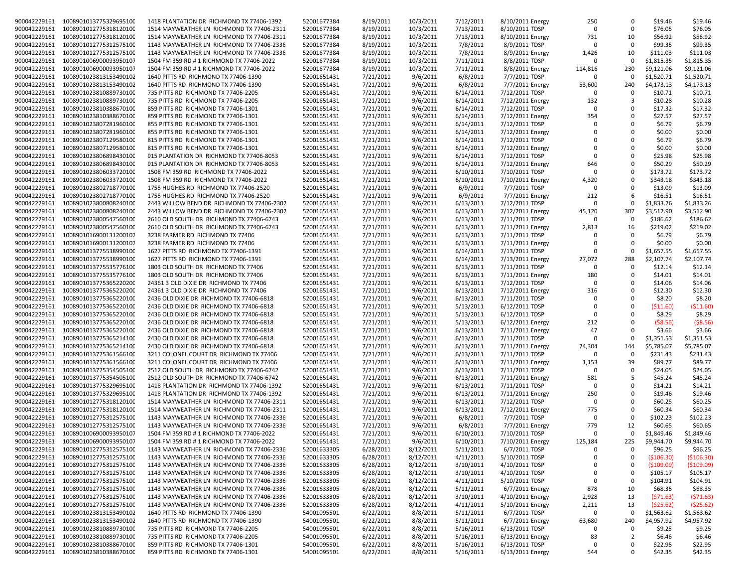| | | | | | | | | | | | |
|---|---|---|---|---|---|---|---|---|---|---|---|
| 900042229161 | 1008901013775329695100 | 1418 PLANTATION DR RICHMOND TX 77406-1392 | 52001677384 | 8/19/2011 | 10/3/2011 | 7/12/2011 | 8/10/2011 Energy | 250 | 0 | $19.46 | $19.46 |
| 900042229161 | 1008901012775318120100 | 1514 MAYWEATHER LN RICHMOND TX 77406-2311 | 52001677384 | 8/19/2011 | 10/3/2011 | 7/13/2011 | 8/10/2011 TDSP | 0 | 0 | $76.05 | $76.05 |
| 900042229161 | 1008901012775318120100 | 1514 MAYWEATHER LN RICHMOND TX 77406-2311 | 52001677384 | 8/19/2011 | 10/3/2011 | 7/13/2011 | 8/10/2011 Energy | 731 | 10 | $56.92 | $56.92 |
| 900042229161 | 1008901012775312575100 | 1143 MAYWEATHER LN RICHMOND TX 77406-2336 | 52001677384 | 8/19/2011 | 10/3/2011 | 7/8/2011 | 8/9/2011 TDSP | 0 | 0 | $99.35 | $99.35 |
| 900042229161 | 1008901012775312575100 | 1143 MAYWEATHER LN RICHMOND TX 77406-2336 | 52001677384 | 8/19/2011 | 10/3/2011 | 7/8/2011 | 8/9/2011 Energy | 1,426 | 10 | $111.03 | $111.03 |
| 900042229161 | 1008901006900093950107 | 1504 FM 359 RD # 1 RICHMOND TX 77406-2022 | 52001677384 | 8/19/2011 | 10/3/2011 | 7/11/2011 | 8/8/2011 TDSP | 0 | 0 | $1,815.35 | $1,815.35 |
| 900042229161 | 1008901006900093950107 | 1504 FM 359 RD # 1 RICHMOND TX 77406-2022 | 52001677384 | 8/19/2011 | 10/3/2011 | 7/11/2011 | 8/8/2011 Energy | 114,816 | 230 | $9,121.06 | $9,121.06 |
| 900042229161 | 1008901023813153490102 | 1640 PITTS RD RICHMOND TX 77406-1390 | 52001651431 | 7/21/2011 | 9/6/2011 | 6/8/2011 | 7/7/2011 TDSP | 0 | 0 | $1,520.71 | $1,520.71 |
| 900042229161 | 1008901023813153490102 | 1640 PITTS RD RICHMOND TX 77406-1390 | 52001651431 | 7/21/2011 | 9/6/2011 | 6/8/2011 | 7/7/2011 Energy | 53,600 | 240 | $4,173.13 | $4,173.13 |
| 900042229161 | 1008901023810889730100 | 735 PITTS RD RICHMOND TX 77406-2205 | 52001651431 | 7/21/2011 | 9/6/2011 | 6/14/2011 | 7/12/2011 TDSP | 0 | 0 | $10.71 | $10.71 |
| 900042229161 | 1008901023810889730100 | 735 PITTS RD RICHMOND TX 77406-2205 | 52001651431 | 7/21/2011 | 9/6/2011 | 6/14/2011 | 7/12/2011 Energy | 132 | 3 | $10.28 | $10.28 |
| 900042229161 | 1008901023810388670100 | 859 PITTS RD RICHMOND TX 77406-1301 | 52001651431 | 7/21/2011 | 9/6/2011 | 6/14/2011 | 7/12/2011 TDSP | 0 | 0 | $17.32 | $17.32 |
| 900042229161 | 1008901023810388670100 | 859 PITTS RD RICHMOND TX 77406-1301 | 52001651431 | 7/21/2011 | 9/6/2011 | 6/14/2011 | 7/12/2011 Energy | 354 | 0 | $27.57 | $27.57 |
| 900042229161 | 1008901023807281960100 | 855 PITTS RD RICHMOND TX 77406-1301 | 52001651431 | 7/21/2011 | 9/6/2011 | 6/14/2011 | 7/12/2011 TDSP | 0 | 0 | $6.79 | $6.79 |
| 900042229161 | 1008901023807281960100 | 855 PITTS RD RICHMOND TX 77406-1301 | 52001651431 | 7/21/2011 | 9/6/2011 | 6/14/2011 | 7/12/2011 Energy | 0 | 0 | $0.00 | $0.00 |
| 900042229161 | 1008901023807129580100 | 815 PITTS RD RICHMOND TX 77406-1301 | 52001651431 | 7/21/2011 | 9/6/2011 | 6/14/2011 | 7/12/2011 TDSP | 0 | 0 | $6.79 | $6.79 |
| 900042229161 | 1008901023807129580100 | 815 PITTS RD RICHMOND TX 77406-1301 | 52001651431 | 7/21/2011 | 9/6/2011 | 6/14/2011 | 7/12/2011 Energy | 0 | 0 | $0.00 | $0.00 |
| 900042229161 | 1008901023806898430100 | 915 PLANTATION DR RICHMOND TX 77406-8053 | 52001651431 | 7/21/2011 | 9/6/2011 | 6/14/2011 | 7/12/2011 TDSP | 0 | 0 | $25.98 | $25.98 |
| 900042229161 | 1008901023806898430100 | 915 PLANTATION DR RICHMOND TX 77406-8053 | 52001651431 | 7/21/2011 | 9/6/2011 | 6/14/2011 | 7/12/2011 Energy | 646 | 0 | $50.29 | $50.29 |
| 900042229161 | 1008901023806033720100 | 1508 FM 359 RD RICHMOND TX 77406-2022 | 52001651431 | 7/21/2011 | 9/6/2011 | 6/10/2011 | 7/10/2011 TDSP | 0 | 0 | $173.72 | $173.72 |
| 900042229161 | 1008901023806033720100 | 1508 FM 359 RD RICHMOND TX 77406-2022 | 52001651431 | 7/21/2011 | 9/6/2011 | 6/10/2011 | 7/10/2011 Energy | 4,320 | 0 | $343.18 | $343.18 |
| 900042229161 | 1008901023802718770100 | 1755 HUGHES RD RICHMOND TX 77406-2520 | 52001651431 | 7/21/2011 | 9/6/2011 | 6/9/2011 | 7/7/2011 TDSP | 0 | 0 | $13.09 | $13.09 |
| 900042229161 | 1008901023802718770100 | 1755 HUGHES RD RICHMOND TX 77406-2520 | 52001651431 | 7/21/2011 | 9/6/2011 | 6/9/2011 | 7/7/2011 Energy | 212 | 6 | $16.51 | $16.51 |
| 900042229161 | 1008901023800808240100 | 2443 WILLOW BEND DR RICHMOND TX 77406-2302 | 52001651431 | 7/21/2011 | 9/6/2011 | 6/13/2011 | 7/12/2011 TDSP | 0 | 0 | $1,833.26 | $1,833.26 |
| 900042229161 | 1008901023800808240100 | 2443 WILLOW BEND DR RICHMOND TX 77406-2302 | 52001651431 | 7/21/2011 | 9/6/2011 | 6/13/2011 | 7/12/2011 Energy | 45,120 | 307 | $3,512.90 | $3,512.90 |
| 900042229161 | 1008901023800547560100 | 2610 OLD SOUTH DR RICHMOND TX 77406-6743 | 52001651431 | 7/21/2011 | 9/6/2011 | 6/13/2011 | 7/11/2011 TDSP | 0 | 0 | $186.62 | $186.62 |
| 900042229161 | 1008901023800547560100 | 2610 OLD SOUTH DR RICHMOND TX 77406-6743 | 52001651431 | 7/21/2011 | 9/6/2011 | 6/13/2011 | 7/11/2011 Energy | 2,813 | 16 | $219.02 | $219.02 |
| 900042229161 | 1008901016900131200107 | 3238 FARMER RD RICHMOND TX 77406 | 52001651431 | 7/21/2011 | 9/6/2011 | 6/13/2011 | 7/11/2011 TDSP | 0 | 0 | $6.79 | $6.79 |
| 900042229161 | 1008901016900131200107 | 3238 FARMER RD RICHMOND TX 77406 | 52001651431 | 7/21/2011 | 9/6/2011 | 6/13/2011 | 7/11/2011 Energy | 0 | 0 | $0.00 | $0.00 |
| 900042229161 | 1008901013775538990100 | 1627 PITTS RD RICHMOND TX 77406-1391 | 52001651431 | 7/21/2011 | 9/6/2011 | 6/14/2011 | 7/13/2011 TDSP | 0 | 0 | $1,657.55 | $1,657.55 |
| 900042229161 | 1008901013775538990100 | 1627 PITTS RD RICHMOND TX 77406-1391 | 52001651431 | 7/21/2011 | 9/6/2011 | 6/14/2011 | 7/13/2011 Energy | 27,072 | 288 | $2,107.74 | $2,107.74 |
| 900042229161 | 1008901013775535776100 | 1803 OLD SOUTH DR RICHMOND TX 77406 | 52001651431 | 7/21/2011 | 9/6/2011 | 6/13/2011 | 7/11/2011 TDSP | 0 | 0 | $12.14 | $12.14 |
| 900042229161 | 1008901013775535776100 | 1803 OLD SOUTH DR RICHMOND TX 77406 | 52001651431 | 7/21/2011 | 9/6/2011 | 6/13/2011 | 7/11/2011 Energy | 180 | 0 | $14.01 | $14.01 |
| 900042229161 | 1008901013775365220200 | 24361 3 OLD DIXIE DR RICHMOND TX 77406 | 52001651431 | 7/21/2011 | 9/6/2011 | 6/13/2011 | 7/12/2011 TDSP | 0 | 0 | $14.06 | $14.06 |
| 900042229161 | 1008901013775365220200 | 24361 3 OLD DIXIE DR RICHMOND TX 77406 | 52001651431 | 7/21/2011 | 9/6/2011 | 6/13/2011 | 7/12/2011 Energy | 316 | 0 | $12.30 | $12.30 |
| 900042229161 | 1008901013775365220100 | 2436 OLD DIXIE DR RICHMOND TX 77406-6818 | 52001651431 | 7/21/2011 | 9/6/2011 | 6/13/2011 | 7/11/2011 TDSP | 0 | 0 | $8.20 | $8.20 |
| 900042229161 | 1008901013775365220100 | 2436 OLD DIXIE DR RICHMOND TX 77406-6818 | 52001651431 | 7/21/2011 | 9/6/2011 | 5/13/2011 | 6/12/2011 TDSP | 0 | 0 | ($11.60) | ($11.60) |
| 900042229161 | 1008901013775365220100 | 2436 OLD DIXIE DR RICHMOND TX 77406-6818 | 52001651431 | 7/21/2011 | 9/6/2011 | 5/13/2011 | 6/12/2011 TDSP | 0 | 0 | $8.29 | $8.29 |
| 900042229161 | 1008901013775365220100 | 2436 OLD DIXIE DR RICHMOND TX 77406-6818 | 52001651431 | 7/21/2011 | 9/6/2011 | 5/13/2011 | 6/12/2011 Energy | 212 | 0 | ($8.56) | ($8.56) |
| 900042229161 | 1008901013775365220100 | 2436 OLD DIXIE DR RICHMOND TX 77406-6818 | 52001651431 | 7/21/2011 | 9/6/2011 | 6/13/2011 | 7/11/2011 Energy | 47 | 0 | $3.66 | $3.66 |
| 900042229161 | 1008901013775365214100 | 2430 OLD DIXIE DR RICHMOND TX 77406-6818 | 52001651431 | 7/21/2011 | 9/6/2011 | 6/13/2011 | 7/11/2011 TDSP | 0 | 0 | $1,351.53 | $1,351.53 |
| 900042229161 | 1008901013775365214100 | 2430 OLD DIXIE DR RICHMOND TX 77406-6818 | 52001651431 | 7/21/2011 | 9/6/2011 | 6/13/2011 | 7/11/2011 Energy | 74,304 | 144 | $5,785.07 | $5,785.07 |
| 900042229161 | 1008901013775361566100 | 3211 COLONEL COURT DR RICHMOND TX 77406 | 52001651431 | 7/21/2011 | 9/6/2011 | 6/13/2011 | 7/11/2011 TDSP | 0 | 0 | $231.43 | $231.43 |
| 900042229161 | 1008901013775361566100 | 3211 COLONEL COURT DR RICHMOND TX 77406 | 52001651431 | 7/21/2011 | 9/6/2011 | 6/13/2011 | 7/11/2011 Energy | 1,153 | 39 | $89.77 | $89.77 |
| 900042229161 | 1008901013775354505100 | 2512 OLD SOUTH DR RICHMOND TX 77406-6742 | 52001651431 | 7/21/2011 | 9/6/2011 | 6/13/2011 | 7/11/2011 TDSP | 0 | 0 | $24.05 | $24.05 |
| 900042229161 | 1008901013775354505100 | 2512 OLD SOUTH DR RICHMOND TX 77406-6742 | 52001651431 | 7/21/2011 | 9/6/2011 | 6/13/2011 | 7/11/2011 Energy | 581 | 5 | $45.24 | $45.24 |
| 900042229161 | 1008901013775329695100 | 1418 PLANTATION DR RICHMOND TX 77406-1392 | 52001651431 | 7/21/2011 | 9/6/2011 | 6/13/2011 | 7/11/2011 TDSP | 0 | 0 | $14.21 | $14.21 |
| 900042229161 | 1008901013775329695100 | 1418 PLANTATION DR RICHMOND TX 77406-1392 | 52001651431 | 7/21/2011 | 9/6/2011 | 6/13/2011 | 7/11/2011 Energy | 250 | 0 | $19.46 | $19.46 |
| 900042229161 | 1008901012775318120100 | 1514 MAYWEATHER LN RICHMOND TX 77406-2311 | 52001651431 | 7/21/2011 | 9/6/2011 | 6/13/2011 | 7/12/2011 TDSP | 0 | 0 | $60.25 | $60.25 |
| 900042229161 | 1008901012775318120100 | 1514 MAYWEATHER LN RICHMOND TX 77406-2311 | 52001651431 | 7/21/2011 | 9/6/2011 | 6/13/2011 | 7/12/2011 Energy | 775 | 0 | $60.34 | $60.34 |
| 900042229161 | 1008901012775312575100 | 1143 MAYWEATHER LN RICHMOND TX 77406-2336 | 52001651431 | 7/21/2011 | 9/6/2011 | 6/8/2011 | 7/7/2011 TDSP | 0 | 0 | $102.23 | $102.23 |
| 900042229161 | 1008901012775312575100 | 1143 MAYWEATHER LN RICHMOND TX 77406-2336 | 52001651431 | 7/21/2011 | 9/6/2011 | 6/8/2011 | 7/7/2011 Energy | 779 | 12 | $60.65 | $60.65 |
| 900042229161 | 1008901006900093950107 | 1504 FM 359 RD # 1 RICHMOND TX 77406-2022 | 52001651431 | 7/21/2011 | 9/6/2011 | 6/10/2011 | 7/10/2011 TDSP | 0 | 0 | $1,849.46 | $1,849.46 |
| 900042229161 | 1008901006900093950107 | 1504 FM 359 RD # 1 RICHMOND TX 77406-2022 | 52001651431 | 7/21/2011 | 9/6/2011 | 6/10/2011 | 7/10/2011 Energy | 125,184 | 225 | $9,944.70 | $9,944.70 |
| 900042229161 | 1008901012775312575100 | 1143 MAYWEATHER LN RICHMOND TX 77406-2336 | 52001633305 | 6/28/2011 | 8/12/2011 | 5/11/2011 | 6/7/2011 TDSP | 0 | 0 | $96.25 | $96.25 |
| 900042229161 | 1008901012775312575100 | 1143 MAYWEATHER LN RICHMOND TX 77406-2336 | 52001633305 | 6/28/2011 | 8/12/2011 | 4/11/2011 | 5/10/2011 TDSP | 0 | 0 | ($106.30) | ($106.30) |
| 900042229161 | 1008901012775312575100 | 1143 MAYWEATHER LN RICHMOND TX 77406-2336 | 52001633305 | 6/28/2011 | 8/12/2011 | 3/10/2011 | 4/10/2011 TDSP | 0 | 0 | ($109.09) | ($109.09) |
| 900042229161 | 1008901012775312575100 | 1143 MAYWEATHER LN RICHMOND TX 77406-2336 | 52001633305 | 6/28/2011 | 8/12/2011 | 3/10/2011 | 4/10/2011 TDSP | 0 | 0 | $105.17 | $105.17 |
| 900042229161 | 1008901012775312575100 | 1143 MAYWEATHER LN RICHMOND TX 77406-2336 | 52001633305 | 6/28/2011 | 8/12/2011 | 4/11/2011 | 5/10/2011 TDSP | 0 | 0 | $104.91 | $104.91 |
| 900042229161 | 1008901012775312575100 | 1143 MAYWEATHER LN RICHMOND TX 77406-2336 | 52001633305 | 6/28/2011 | 8/12/2011 | 5/11/2011 | 6/7/2011 Energy | 878 | 10 | $68.35 | $68.35 |
| 900042229161 | 1008901012775312575100 | 1143 MAYWEATHER LN RICHMOND TX 77406-2336 | 52001633305 | 6/28/2011 | 8/12/2011 | 3/10/2011 | 4/10/2011 Energy | 2,928 | 13 | ($71.63) | ($71.63) |
| 900042229161 | 1008901012775312575100 | 1143 MAYWEATHER LN RICHMOND TX 77406-2336 | 52001633305 | 6/28/2011 | 8/12/2011 | 4/11/2011 | 5/10/2011 Energy | 2,211 | 13 | ($25.62) | ($25.62) |
| 900042229161 | 1008901023813153490102 | 1640 PITTS RD RICHMOND TX 77406-1390 | 54001095501 | 6/22/2011 | 8/8/2011 | 5/11/2011 | 6/7/2011 TDSP | 0 | 0 | $1,563.62 | $1,563.62 |
| 900042229161 | 1008901023813153490102 | 1640 PITTS RD RICHMOND TX 77406-1390 | 54001095501 | 6/22/2011 | 8/8/2011 | 5/11/2011 | 6/7/2011 Energy | 63,680 | 240 | $4,957.92 | $4,957.92 |
| 900042229161 | 1008901023810889730100 | 735 PITTS RD RICHMOND TX 77406-2205 | 54001095501 | 6/22/2011 | 8/8/2011 | 5/16/2011 | 6/13/2011 TDSP | 0 | 0 | $9.25 | $9.25 |
| 900042229161 | 1008901023810889730100 | 735 PITTS RD RICHMOND TX 77406-2205 | 54001095501 | 6/22/2011 | 8/8/2011 | 5/16/2011 | 6/13/2011 Energy | 83 | 2 | $6.46 | $6.46 |
| 900042229161 | 1008901023810388670100 | 859 PITTS RD RICHMOND TX 77406-1301 | 54001095501 | 6/22/2011 | 8/8/2011 | 5/16/2011 | 6/13/2011 TDSP | 0 | 0 | $22.95 | $22.95 |
| 900042229161 | 1008901023810388670100 | 859 PITTS RD RICHMOND TX 77406-1301 | 54001095501 | 6/22/2011 | 8/8/2011 | 5/16/2011 | 6/13/2011 Energy | 544 | 0 | $42.35 | $42.35 |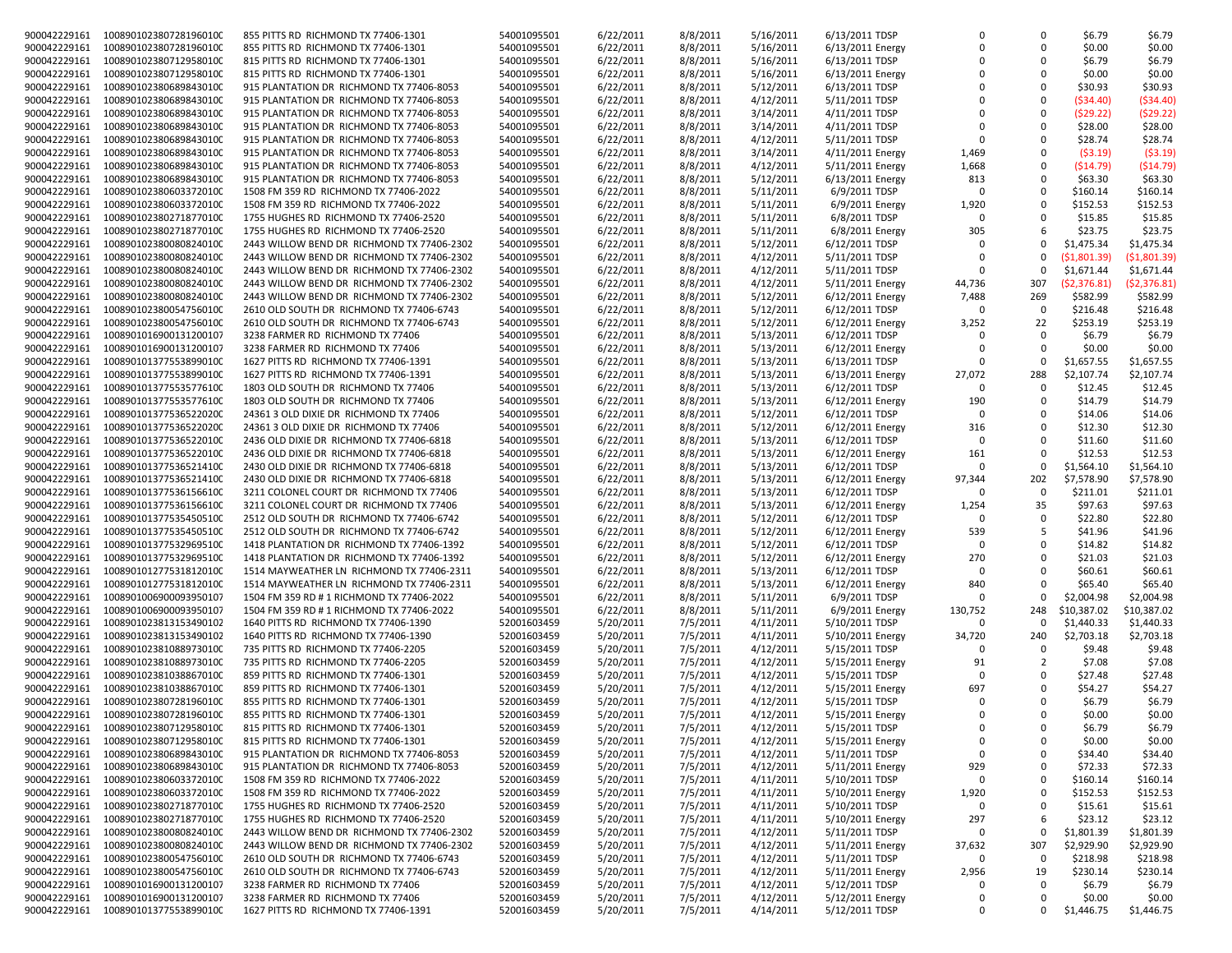| | | | | | | | | | | | |
|---|---|---|---|---|---|---|---|---|---|---|---|
| 900042229161 | 1008901023807281960100 | 855 PITTS RD RICHMOND TX 77406-1301 | 54001095501 | 6/22/2011 | 8/8/2011 | 5/16/2011 | 6/13/2011 TDSP | 0 | 0 | $6.79 | $6.79 |
| 900042229161 | 1008901023807281960100 | 855 PITTS RD RICHMOND TX 77406-1301 | 54001095501 | 6/22/2011 | 8/8/2011 | 5/16/2011 | 6/13/2011 Energy | 0 | 0 | $0.00 | $0.00 |
| 900042229161 | 1008901023807129580100 | 815 PITTS RD RICHMOND TX 77406-1301 | 54001095501 | 6/22/2011 | 8/8/2011 | 5/16/2011 | 6/13/2011 TDSP | 0 | 0 | $6.79 | $6.79 |
| 900042229161 | 1008901023807129580100 | 815 PITTS RD RICHMOND TX 77406-1301 | 54001095501 | 6/22/2011 | 8/8/2011 | 5/16/2011 | 6/13/2011 Energy | 0 | 0 | $0.00 | $0.00 |
| 900042229161 | 1008901023806898430100 | 915 PLANTATION DR RICHMOND TX 77406-8053 | 54001095501 | 6/22/2011 | 8/8/2011 | 5/12/2011 | 6/13/2011 TDSP | 0 | 0 | $30.93 | $30.93 |
| 900042229161 | 1008901023806898430100 | 915 PLANTATION DR RICHMOND TX 77406-8053 | 54001095501 | 6/22/2011 | 8/8/2011 | 4/12/2011 | 5/11/2011 TDSP | 0 | 0 | ($34.40) | ($34.40) |
| 900042229161 | 1008901023806898430100 | 915 PLANTATION DR RICHMOND TX 77406-8053 | 54001095501 | 6/22/2011 | 8/8/2011 | 3/14/2011 | 4/11/2011 TDSP | 0 | 0 | ($29.22) | ($29.22) |
| 900042229161 | 1008901023806898430100 | 915 PLANTATION DR RICHMOND TX 77406-8053 | 54001095501 | 6/22/2011 | 8/8/2011 | 3/14/2011 | 4/11/2011 TDSP | 0 | 0 | $28.00 | $28.00 |
| 900042229161 | 1008901023806898430100 | 915 PLANTATION DR RICHMOND TX 77406-8053 | 54001095501 | 6/22/2011 | 8/8/2011 | 4/12/2011 | 5/11/2011 TDSP | 0 | 0 | $28.74 | $28.74 |
| 900042229161 | 1008901023806898430100 | 915 PLANTATION DR RICHMOND TX 77406-8053 | 54001095501 | 6/22/2011 | 8/8/2011 | 3/14/2011 | 4/11/2011 Energy | 1,469 | 0 | ($3.19) | ($3.19) |
| 900042229161 | 1008901023806898430100 | 915 PLANTATION DR RICHMOND TX 77406-8053 | 54001095501 | 6/22/2011 | 8/8/2011 | 4/12/2011 | 5/11/2011 Energy | 1,668 | 0 | ($14.79) | ($14.79) |
| 900042229161 | 1008901023806898430100 | 915 PLANTATION DR RICHMOND TX 77406-8053 | 54001095501 | 6/22/2011 | 8/8/2011 | 5/12/2011 | 6/13/2011 Energy | 813 | 0 | $63.30 | $63.30 |
| 900042229161 | 1008901023806033720100 | 1508 FM 359 RD RICHMOND TX 77406-2022 | 54001095501 | 6/22/2011 | 8/8/2011 | 5/11/2011 | 6/9/2011 TDSP | 0 | 0 | $160.14 | $160.14 |
| 900042229161 | 1008901023806033720100 | 1508 FM 359 RD RICHMOND TX 77406-2022 | 54001095501 | 6/22/2011 | 8/8/2011 | 5/11/2011 | 6/9/2011 Energy | 1,920 | 0 | $152.53 | $152.53 |
| 900042229161 | 1008901023802718770100 | 1755 HUGHES RD RICHMOND TX 77406-2520 | 54001095501 | 6/22/2011 | 8/8/2011 | 5/11/2011 | 6/8/2011 TDSP | 0 | 0 | $15.85 | $15.85 |
| 900042229161 | 1008901023802718770100 | 1755 HUGHES RD RICHMOND TX 77406-2520 | 54001095501 | 6/22/2011 | 8/8/2011 | 5/11/2011 | 6/8/2011 Energy | 305 | 6 | $23.75 | $23.75 |
| 900042229161 | 1008901023800808240100 | 2443 WILLOW BEND DR RICHMOND TX 77406-2302 | 54001095501 | 6/22/2011 | 8/8/2011 | 5/12/2011 | 6/12/2011 TDSP | 0 | 0 | $1,475.34 | $1,475.34 |
| 900042229161 | 1008901023800808240100 | 2443 WILLOW BEND DR RICHMOND TX 77406-2302 | 54001095501 | 6/22/2011 | 8/8/2011 | 4/12/2011 | 5/11/2011 TDSP | 0 | 0 | ($1,801.39) | ($1,801.39) |
| 900042229161 | 1008901023800808240100 | 2443 WILLOW BEND DR RICHMOND TX 77406-2302 | 54001095501 | 6/22/2011 | 8/8/2011 | 4/12/2011 | 5/11/2011 TDSP | 0 | 0 | $1,671.44 | $1,671.44 |
| 900042229161 | 1008901023800808240100 | 2443 WILLOW BEND DR RICHMOND TX 77406-2302 | 54001095501 | 6/22/2011 | 8/8/2011 | 4/12/2011 | 5/11/2011 Energy | 44,736 | 307 | ($2,376.81) | ($2,376.81) |
| 900042229161 | 1008901023800808240100 | 2443 WILLOW BEND DR RICHMOND TX 77406-2302 | 54001095501 | 6/22/2011 | 8/8/2011 | 5/12/2011 | 6/12/2011 Energy | 7,488 | 269 | $582.99 | $582.99 |
| 900042229161 | 1008901023800547560100 | 2610 OLD SOUTH DR RICHMOND TX 77406-6743 | 54001095501 | 6/22/2011 | 8/8/2011 | 5/12/2011 | 6/12/2011 TDSP | 0 | 0 | $216.48 | $216.48 |
| 900042229161 | 1008901023800547560100 | 2610 OLD SOUTH DR RICHMOND TX 77406-6743 | 54001095501 | 6/22/2011 | 8/8/2011 | 5/12/2011 | 6/12/2011 Energy | 3,252 | 22 | $253.19 | $253.19 |
| 900042229161 | 1008901016900131200107 | 3238 FARMER RD RICHMOND TX 77406 | 54001095501 | 6/22/2011 | 8/8/2011 | 5/13/2011 | 6/12/2011 TDSP | 0 | 0 | $6.79 | $6.79 |
| 900042229161 | 1008901016900131200107 | 3238 FARMER RD RICHMOND TX 77406 | 54001095501 | 6/22/2011 | 8/8/2011 | 5/13/2011 | 6/12/2011 Energy | 0 | 0 | $0.00 | $0.00 |
| 900042229161 | 1008901013775538990100 | 1627 PITTS RD RICHMOND TX 77406-1391 | 54001095501 | 6/22/2011 | 8/8/2011 | 5/13/2011 | 6/13/2011 TDSP | 0 | 0 | $1,657.55 | $1,657.55 |
| 900042229161 | 1008901013775538990100 | 1627 PITTS RD RICHMOND TX 77406-1391 | 54001095501 | 6/22/2011 | 8/8/2011 | 5/13/2011 | 6/13/2011 Energy | 27,072 | 288 | $2,107.74 | $2,107.74 |
| 900042229161 | 1008901013775535776100 | 1803 OLD SOUTH DR RICHMOND TX 77406 | 54001095501 | 6/22/2011 | 8/8/2011 | 5/13/2011 | 6/12/2011 TDSP | 0 | 0 | $12.45 | $12.45 |
| 900042229161 | 1008901013775535776100 | 1803 OLD SOUTH DR RICHMOND TX 77406 | 54001095501 | 6/22/2011 | 8/8/2011 | 5/13/2011 | 6/12/2011 Energy | 190 | 0 | $14.79 | $14.79 |
| 900042229161 | 1008901013775365220200 | 24361 3 OLD DIXIE DR RICHMOND TX 77406 | 54001095501 | 6/22/2011 | 8/8/2011 | 5/12/2011 | 6/12/2011 TDSP | 0 | 0 | $14.06 | $14.06 |
| 900042229161 | 1008901013775365220200 | 24361 3 OLD DIXIE DR RICHMOND TX 77406 | 54001095501 | 6/22/2011 | 8/8/2011 | 5/12/2011 | 6/12/2011 Energy | 316 | 0 | $12.30 | $12.30 |
| 900042229161 | 1008901013775365220100 | 2436 OLD DIXIE DR RICHMOND TX 77406-6818 | 54001095501 | 6/22/2011 | 8/8/2011 | 5/13/2011 | 6/12/2011 TDSP | 0 | 0 | $11.60 | $11.60 |
| 900042229161 | 1008901013775365220100 | 2436 OLD DIXIE DR RICHMOND TX 77406-6818 | 54001095501 | 6/22/2011 | 8/8/2011 | 5/13/2011 | 6/12/2011 Energy | 161 | 0 | $12.53 | $12.53 |
| 900042229161 | 1008901013775365214100 | 2430 OLD DIXIE DR RICHMOND TX 77406-6818 | 54001095501 | 6/22/2011 | 8/8/2011 | 5/13/2011 | 6/12/2011 TDSP | 0 | 0 | $1,564.10 | $1,564.10 |
| 900042229161 | 1008901013775365214100 | 2430 OLD DIXIE DR RICHMOND TX 77406-6818 | 54001095501 | 6/22/2011 | 8/8/2011 | 5/13/2011 | 6/12/2011 Energy | 97,344 | 202 | $7,578.90 | $7,578.90 |
| 900042229161 | 1008901013775361566100 | 3211 COLONEL COURT DR RICHMOND TX 77406 | 54001095501 | 6/22/2011 | 8/8/2011 | 5/13/2011 | 6/12/2011 TDSP | 0 | 0 | $211.01 | $211.01 |
| 900042229161 | 1008901013775361566100 | 3211 COLONEL COURT DR RICHMOND TX 77406 | 54001095501 | 6/22/2011 | 8/8/2011 | 5/13/2011 | 6/12/2011 Energy | 1,254 | 35 | $97.63 | $97.63 |
| 900042229161 | 1008901013775354505100 | 2512 OLD SOUTH DR RICHMOND TX 77406-6742 | 54001095501 | 6/22/2011 | 8/8/2011 | 5/12/2011 | 6/12/2011 TDSP | 0 | 0 | $22.80 | $22.80 |
| 900042229161 | 1008901013775354505100 | 2512 OLD SOUTH DR RICHMOND TX 77406-6742 | 54001095501 | 6/22/2011 | 8/8/2011 | 5/12/2011 | 6/12/2011 Energy | 539 | 5 | $41.96 | $41.96 |
| 900042229161 | 1008901013775329695100 | 1418 PLANTATION DR RICHMOND TX 77406-1392 | 54001095501 | 6/22/2011 | 8/8/2011 | 5/12/2011 | 6/12/2011 TDSP | 0 | 0 | $14.82 | $14.82 |
| 900042229161 | 1008901013775329695100 | 1418 PLANTATION DR RICHMOND TX 77406-1392 | 54001095501 | 6/22/2011 | 8/8/2011 | 5/12/2011 | 6/12/2011 Energy | 270 | 0 | $21.03 | $21.03 |
| 900042229161 | 1008901012775318120100 | 1514 MAYWEATHER LN RICHMOND TX 77406-2311 | 54001095501 | 6/22/2011 | 8/8/2011 | 5/13/2011 | 6/12/2011 TDSP | 0 | 0 | $60.61 | $60.61 |
| 900042229161 | 1008901012775318120100 | 1514 MAYWEATHER LN RICHMOND TX 77406-2311 | 54001095501 | 6/22/2011 | 8/8/2011 | 5/13/2011 | 6/12/2011 Energy | 840 | 0 | $65.40 | $65.40 |
| 900042229161 | 1008901006900093950107 | 1504 FM 359 RD # 1 RICHMOND TX 77406-2022 | 54001095501 | 6/22/2011 | 8/8/2011 | 5/11/2011 | 6/9/2011 TDSP | 0 | 0 | $2,004.98 | $2,004.98 |
| 900042229161 | 1008901006900093950107 | 1504 FM 359 RD # 1 RICHMOND TX 77406-2022 | 54001095501 | 6/22/2011 | 8/8/2011 | 5/11/2011 | 6/9/2011 Energy | 130,752 | 248 | $10,387.02 | $10,387.02 |
| 900042229161 | 1008901023813153490102 | 1640 PITTS RD RICHMOND TX 77406-1390 | 52001603459 | 5/20/2011 | 7/5/2011 | 4/11/2011 | 5/10/2011 TDSP | 0 | 0 | $1,440.33 | $1,440.33 |
| 900042229161 | 1008901023813153490102 | 1640 PITTS RD RICHMOND TX 77406-1390 | 52001603459 | 5/20/2011 | 7/5/2011 | 4/11/2011 | 5/10/2011 Energy | 34,720 | 240 | $2,703.18 | $2,703.18 |
| 900042229161 | 1008901023810889730100 | 735 PITTS RD RICHMOND TX 77406-2205 | 52001603459 | 5/20/2011 | 7/5/2011 | 4/12/2011 | 5/15/2011 TDSP | 0 | 0 | $9.48 | $9.48 |
| 900042229161 | 1008901023810889730100 | 735 PITTS RD RICHMOND TX 77406-2205 | 52001603459 | 5/20/2011 | 7/5/2011 | 4/12/2011 | 5/15/2011 Energy | 91 | 2 | $7.08 | $7.08 |
| 900042229161 | 1008901023810388670100 | 859 PITTS RD RICHMOND TX 77406-1301 | 52001603459 | 5/20/2011 | 7/5/2011 | 4/12/2011 | 5/15/2011 TDSP | 0 | 0 | $27.48 | $27.48 |
| 900042229161 | 1008901023810388670100 | 859 PITTS RD RICHMOND TX 77406-1301 | 52001603459 | 5/20/2011 | 7/5/2011 | 4/12/2011 | 5/15/2011 Energy | 697 | 0 | $54.27 | $54.27 |
| 900042229161 | 1008901023807281960100 | 855 PITTS RD RICHMOND TX 77406-1301 | 52001603459 | 5/20/2011 | 7/5/2011 | 4/12/2011 | 5/15/2011 TDSP | 0 | 0 | $6.79 | $6.79 |
| 900042229161 | 1008901023807281960100 | 855 PITTS RD RICHMOND TX 77406-1301 | 52001603459 | 5/20/2011 | 7/5/2011 | 4/12/2011 | 5/15/2011 Energy | 0 | 0 | $0.00 | $0.00 |
| 900042229161 | 1008901023807129580100 | 815 PITTS RD RICHMOND TX 77406-1301 | 52001603459 | 5/20/2011 | 7/5/2011 | 4/12/2011 | 5/15/2011 TDSP | 0 | 0 | $6.79 | $6.79 |
| 900042229161 | 1008901023807129580100 | 815 PITTS RD RICHMOND TX 77406-1301 | 52001603459 | 5/20/2011 | 7/5/2011 | 4/12/2011 | 5/15/2011 Energy | 0 | 0 | $0.00 | $0.00 |
| 900042229161 | 1008901023806898430100 | 915 PLANTATION DR RICHMOND TX 77406-8053 | 52001603459 | 5/20/2011 | 7/5/2011 | 4/12/2011 | 5/11/2011 TDSP | 0 | 0 | $34.40 | $34.40 |
| 900042229161 | 1008901023806898430100 | 915 PLANTATION DR RICHMOND TX 77406-8053 | 52001603459 | 5/20/2011 | 7/5/2011 | 4/12/2011 | 5/11/2011 Energy | 929 | 0 | $72.33 | $72.33 |
| 900042229161 | 1008901023806033720100 | 1508 FM 359 RD RICHMOND TX 77406-2022 | 52001603459 | 5/20/2011 | 7/5/2011 | 4/11/2011 | 5/10/2011 TDSP | 0 | 0 | $160.14 | $160.14 |
| 900042229161 | 1008901023806033720100 | 1508 FM 359 RD RICHMOND TX 77406-2022 | 52001603459 | 5/20/2011 | 7/5/2011 | 4/11/2011 | 5/10/2011 Energy | 1,920 | 0 | $152.53 | $152.53 |
| 900042229161 | 1008901023802718770100 | 1755 HUGHES RD RICHMOND TX 77406-2520 | 52001603459 | 5/20/2011 | 7/5/2011 | 4/11/2011 | 5/10/2011 TDSP | 0 | 0 | $15.61 | $15.61 |
| 900042229161 | 1008901023802718770100 | 1755 HUGHES RD RICHMOND TX 77406-2520 | 52001603459 | 5/20/2011 | 7/5/2011 | 4/11/2011 | 5/10/2011 Energy | 297 | 6 | $23.12 | $23.12 |
| 900042229161 | 1008901023800808240100 | 2443 WILLOW BEND DR RICHMOND TX 77406-2302 | 52001603459 | 5/20/2011 | 7/5/2011 | 4/12/2011 | 5/11/2011 TDSP | 0 | 0 | $1,801.39 | $1,801.39 |
| 900042229161 | 1008901023800808240100 | 2443 WILLOW BEND DR RICHMOND TX 77406-2302 | 52001603459 | 5/20/2011 | 7/5/2011 | 4/12/2011 | 5/11/2011 Energy | 37,632 | 307 | $2,929.90 | $2,929.90 |
| 900042229161 | 1008901023800547560100 | 2610 OLD SOUTH DR RICHMOND TX 77406-6743 | 52001603459 | 5/20/2011 | 7/5/2011 | 4/12/2011 | 5/11/2011 TDSP | 0 | 0 | $218.98 | $218.98 |
| 900042229161 | 1008901023800547560100 | 2610 OLD SOUTH DR RICHMOND TX 77406-6743 | 52001603459 | 5/20/2011 | 7/5/2011 | 4/12/2011 | 5/11/2011 Energy | 2,956 | 19 | $230.14 | $230.14 |
| 900042229161 | 1008901016900131200107 | 3238 FARMER RD RICHMOND TX 77406 | 52001603459 | 5/20/2011 | 7/5/2011 | 4/12/2011 | 5/12/2011 TDSP | 0 | 0 | $6.79 | $6.79 |
| 900042229161 | 1008901016900131200107 | 3238 FARMER RD RICHMOND TX 77406 | 52001603459 | 5/20/2011 | 7/5/2011 | 4/12/2011 | 5/12/2011 Energy | 0 | 0 | $0.00 | $0.00 |
| 900042229161 | 1008901013775538990100 | 1627 PITTS RD RICHMOND TX 77406-1391 | 52001603459 | 5/20/2011 | 7/5/2011 | 4/14/2011 | 5/12/2011 TDSP | 0 | 0 | $1,446.75 | $1,446.75 |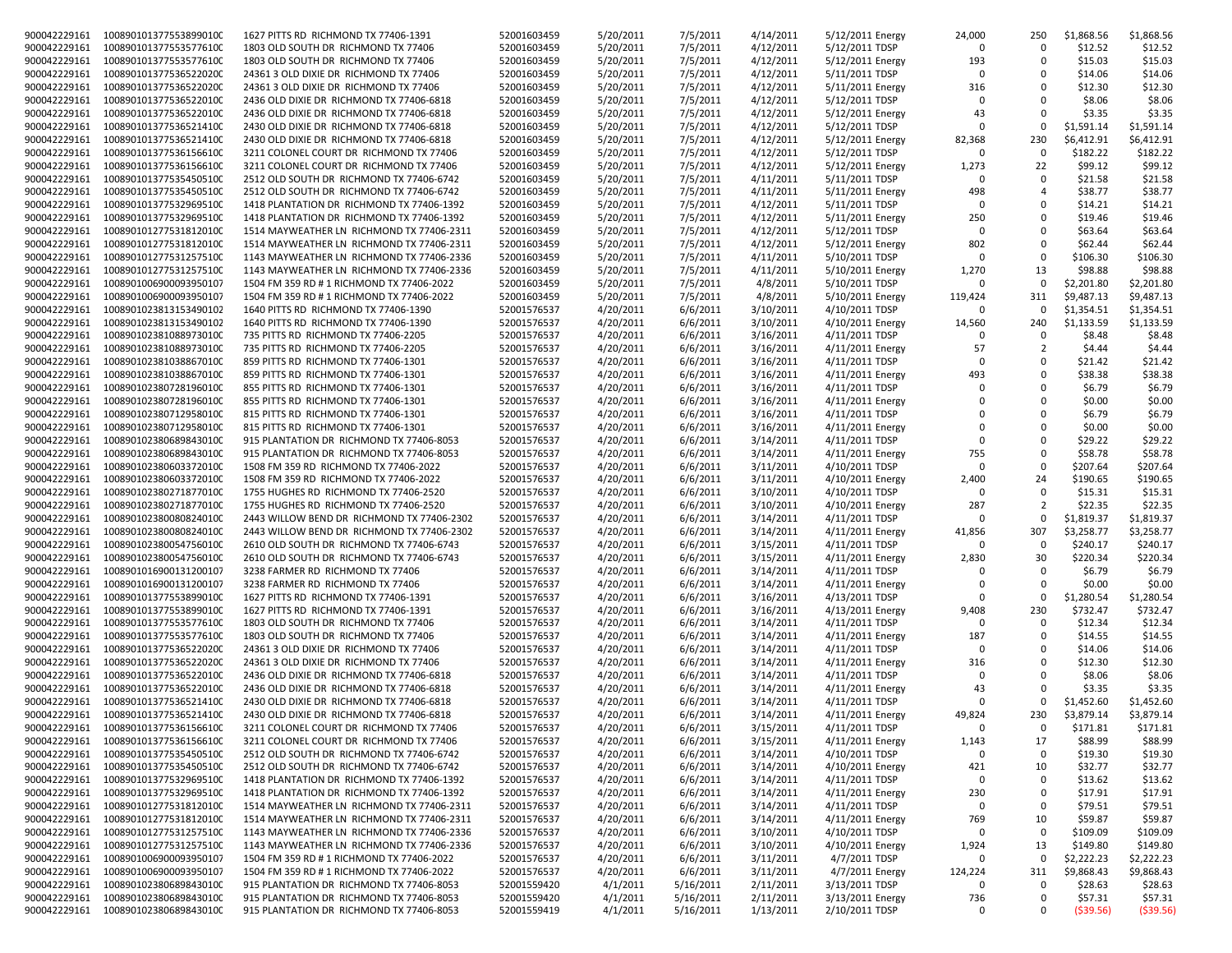| | | | | | | | | | | | |
|---|---|---|---|---|---|---|---|---|---|---|---|
| 900042229161 | 1008901013775538990100 | 1627 PITTS RD RICHMOND TX 77406-1391 | 52001603459 | 5/20/2011 | 7/5/2011 | 4/14/2011 | 5/12/2011 Energy | 24,000 | 250 | $1,868.56 | $1,868.56 |
| 900042229161 | 1008901013775535776100 | 1803 OLD SOUTH DR RICHMOND TX 77406 | 52001603459 | 5/20/2011 | 7/5/2011 | 4/12/2011 | 5/12/2011 TDSP | 0 | 0 | $12.52 | $12.52 |
| 900042229161 | 1008901013775535776100 | 1803 OLD SOUTH DR RICHMOND TX 77406 | 52001603459 | 5/20/2011 | 7/5/2011 | 4/12/2011 | 5/12/2011 Energy | 193 | 0 | $15.03 | $15.03 |
| 900042229161 | 1008901013775365220200 | 24361 3 OLD DIXIE DR RICHMOND TX 77406 | 52001603459 | 5/20/2011 | 7/5/2011 | 4/12/2011 | 5/11/2011 TDSP | 0 | 0 | $14.06 | $14.06 |
| 900042229161 | 1008901013775365220200 | 24361 3 OLD DIXIE DR RICHMOND TX 77406 | 52001603459 | 5/20/2011 | 7/5/2011 | 4/12/2011 | 5/11/2011 Energy | 316 | 0 | $12.30 | $12.30 |
| 900042229161 | 1008901013775365220100 | 2436 OLD DIXIE DR RICHMOND TX 77406-6818 | 52001603459 | 5/20/2011 | 7/5/2011 | 4/12/2011 | 5/12/2011 TDSP | 0 | 0 | $8.06 | $8.06 |
| 900042229161 | 1008901013775365220100 | 2436 OLD DIXIE DR RICHMOND TX 77406-6818 | 52001603459 | 5/20/2011 | 7/5/2011 | 4/12/2011 | 5/12/2011 Energy | 43 | 0 | $3.35 | $3.35 |
| 900042229161 | 1008901013775365214100 | 2430 OLD DIXIE DR RICHMOND TX 77406-6818 | 52001603459 | 5/20/2011 | 7/5/2011 | 4/12/2011 | 5/12/2011 TDSP | 0 | 0 | $1,591.14 | $1,591.14 |
| 900042229161 | 1008901013775365214100 | 2430 OLD DIXIE DR RICHMOND TX 77406-6818 | 52001603459 | 5/20/2011 | 7/5/2011 | 4/12/2011 | 5/12/2011 Energy | 82,368 | 230 | $6,412.91 | $6,412.91 |
| 900042229161 | 1008901013775361566100 | 3211 COLONEL COURT DR RICHMOND TX 77406 | 52001603459 | 5/20/2011 | 7/5/2011 | 4/12/2011 | 5/12/2011 TDSP | 0 | 0 | $182.22 | $182.22 |
| 900042229161 | 1008901013775361566100 | 3211 COLONEL COURT DR RICHMOND TX 77406 | 52001603459 | 5/20/2011 | 7/5/2011 | 4/12/2011 | 5/12/2011 Energy | 1,273 | 22 | $99.12 | $99.12 |
| 900042229161 | 1008901013775354505100 | 2512 OLD SOUTH DR RICHMOND TX 77406-6742 | 52001603459 | 5/20/2011 | 7/5/2011 | 4/11/2011 | 5/11/2011 TDSP | 0 | 0 | $21.58 | $21.58 |
| 900042229161 | 1008901013775354505100 | 2512 OLD SOUTH DR RICHMOND TX 77406-6742 | 52001603459 | 5/20/2011 | 7/5/2011 | 4/11/2011 | 5/11/2011 Energy | 498 | 4 | $38.77 | $38.77 |
| 900042229161 | 1008901013775329695100 | 1418 PLANTATION DR RICHMOND TX 77406-1392 | 52001603459 | 5/20/2011 | 7/5/2011 | 4/12/2011 | 5/11/2011 TDSP | 0 | 0 | $14.21 | $14.21 |
| 900042229161 | 1008901013775329695100 | 1418 PLANTATION DR RICHMOND TX 77406-1392 | 52001603459 | 5/20/2011 | 7/5/2011 | 4/12/2011 | 5/11/2011 Energy | 250 | 0 | $19.46 | $19.46 |
| 900042229161 | 1008901012775318120100 | 1514 MAYWEATHER LN RICHMOND TX 77406-2311 | 52001603459 | 5/20/2011 | 7/5/2011 | 4/12/2011 | 5/12/2011 TDSP | 0 | 0 | $63.64 | $63.64 |
| 900042229161 | 1008901012775318120100 | 1514 MAYWEATHER LN RICHMOND TX 77406-2311 | 52001603459 | 5/20/2011 | 7/5/2011 | 4/12/2011 | 5/12/2011 Energy | 802 | 0 | $62.44 | $62.44 |
| 900042229161 | 1008901012775312575100 | 1143 MAYWEATHER LN RICHMOND TX 77406-2336 | 52001603459 | 5/20/2011 | 7/5/2011 | 4/11/2011 | 5/10/2011 TDSP | 0 | 0 | $106.30 | $106.30 |
| 900042229161 | 1008901012775312575100 | 1143 MAYWEATHER LN RICHMOND TX 77406-2336 | 52001603459 | 5/20/2011 | 7/5/2011 | 4/11/2011 | 5/10/2011 Energy | 1,270 | 13 | $98.88 | $98.88 |
| 900042229161 | 1008901006900093950107 | 1504 FM 359 RD # 1 RICHMOND TX 77406-2022 | 52001603459 | 5/20/2011 | 7/5/2011 | 4/8/2011 | 5/10/2011 TDSP | 0 | 0 | $2,201.80 | $2,201.80 |
| 900042229161 | 1008901006900093950107 | 1504 FM 359 RD # 1 RICHMOND TX 77406-2022 | 52001603459 | 5/20/2011 | 7/5/2011 | 4/8/2011 | 5/10/2011 Energy | 119,424 | 311 | $9,487.13 | $9,487.13 |
| 900042229161 | 1008901023813153490102 | 1640 PITTS RD RICHMOND TX 77406-1390 | 52001576537 | 4/20/2011 | 6/6/2011 | 3/10/2011 | 4/10/2011 TDSP | 0 | 0 | $1,354.51 | $1,354.51 |
| 900042229161 | 1008901023813153490102 | 1640 PITTS RD RICHMOND TX 77406-1390 | 52001576537 | 4/20/2011 | 6/6/2011 | 3/10/2011 | 4/10/2011 Energy | 14,560 | 240 | $1,133.59 | $1,133.59 |
| 900042229161 | 1008901023810889730100 | 735 PITTS RD RICHMOND TX 77406-2205 | 52001576537 | 4/20/2011 | 6/6/2011 | 3/16/2011 | 4/11/2011 TDSP | 0 | 0 | $8.48 | $8.48 |
| 900042229161 | 1008901023810889730100 | 735 PITTS RD RICHMOND TX 77406-2205 | 52001576537 | 4/20/2011 | 6/6/2011 | 3/16/2011 | 4/11/2011 Energy | 57 | 2 | $4.44 | $4.44 |
| 900042229161 | 1008901023810388670100 | 859 PITTS RD RICHMOND TX 77406-1301 | 52001576537 | 4/20/2011 | 6/6/2011 | 3/16/2011 | 4/11/2011 TDSP | 0 | 0 | $21.42 | $21.42 |
| 900042229161 | 1008901023810388670100 | 859 PITTS RD RICHMOND TX 77406-1301 | 52001576537 | 4/20/2011 | 6/6/2011 | 3/16/2011 | 4/11/2011 Energy | 493 | 0 | $38.38 | $38.38 |
| 900042229161 | 1008901023807281960100 | 855 PITTS RD RICHMOND TX 77406-1301 | 52001576537 | 4/20/2011 | 6/6/2011 | 3/16/2011 | 4/11/2011 TDSP | 0 | 0 | $6.79 | $6.79 |
| 900042229161 | 1008901023807281960100 | 855 PITTS RD RICHMOND TX 77406-1301 | 52001576537 | 4/20/2011 | 6/6/2011 | 3/16/2011 | 4/11/2011 Energy | 0 | 0 | $0.00 | $0.00 |
| 900042229161 | 1008901023807129580100 | 815 PITTS RD RICHMOND TX 77406-1301 | 52001576537 | 4/20/2011 | 6/6/2011 | 3/16/2011 | 4/11/2011 TDSP | 0 | 0 | $6.79 | $6.79 |
| 900042229161 | 1008901023807129580100 | 815 PITTS RD RICHMOND TX 77406-1301 | 52001576537 | 4/20/2011 | 6/6/2011 | 3/16/2011 | 4/11/2011 Energy | 0 | 0 | $0.00 | $0.00 |
| 900042229161 | 1008901023806898430100 | 915 PLANTATION DR RICHMOND TX 77406-8053 | 52001576537 | 4/20/2011 | 6/6/2011 | 3/14/2011 | 4/11/2011 TDSP | 0 | 0 | $29.22 | $29.22 |
| 900042229161 | 1008901023806898430100 | 915 PLANTATION DR RICHMOND TX 77406-8053 | 52001576537 | 4/20/2011 | 6/6/2011 | 3/14/2011 | 4/11/2011 Energy | 755 | 0 | $58.78 | $58.78 |
| 900042229161 | 1008901023806033720100 | 1508 FM 359 RD RICHMOND TX 77406-2022 | 52001576537 | 4/20/2011 | 6/6/2011 | 3/11/2011 | 4/10/2011 TDSP | 0 | 0 | $207.64 | $207.64 |
| 900042229161 | 1008901023806033720100 | 1508 FM 359 RD RICHMOND TX 77406-2022 | 52001576537 | 4/20/2011 | 6/6/2011 | 3/11/2011 | 4/10/2011 Energy | 2,400 | 24 | $190.65 | $190.65 |
| 900042229161 | 1008901023802718770100 | 1755 HUGHES RD RICHMOND TX 77406-2520 | 52001576537 | 4/20/2011 | 6/6/2011 | 3/10/2011 | 4/10/2011 TDSP | 0 | 0 | $15.31 | $15.31 |
| 900042229161 | 1008901023802718770100 | 1755 HUGHES RD RICHMOND TX 77406-2520 | 52001576537 | 4/20/2011 | 6/6/2011 | 3/10/2011 | 4/10/2011 Energy | 287 | 2 | $22.35 | $22.35 |
| 900042229161 | 1008901023800808240100 | 2443 WILLOW BEND DR RICHMOND TX 77406-2302 | 52001576537 | 4/20/2011 | 6/6/2011 | 3/14/2011 | 4/11/2011 TDSP | 0 | 0 | $1,819.37 | $1,819.37 |
| 900042229161 | 1008901023800808240100 | 2443 WILLOW BEND DR RICHMOND TX 77406-2302 | 52001576537 | 4/20/2011 | 6/6/2011 | 3/14/2011 | 4/11/2011 Energy | 41,856 | 307 | $3,258.77 | $3,258.77 |
| 900042229161 | 1008901023800547560100 | 2610 OLD SOUTH DR RICHMOND TX 77406-6743 | 52001576537 | 4/20/2011 | 6/6/2011 | 3/15/2011 | 4/11/2011 TDSP | 0 | 0 | $240.17 | $240.17 |
| 900042229161 | 1008901023800547560100 | 2610 OLD SOUTH DR RICHMOND TX 77406-6743 | 52001576537 | 4/20/2011 | 6/6/2011 | 3/15/2011 | 4/11/2011 Energy | 2,830 | 30 | $220.34 | $220.34 |
| 900042229161 | 1008901016900131200107 | 3238 FARMER RD RICHMOND TX 77406 | 52001576537 | 4/20/2011 | 6/6/2011 | 3/14/2011 | 4/11/2011 TDSP | 0 | 0 | $6.79 | $6.79 |
| 900042229161 | 1008901016900131200107 | 3238 FARMER RD RICHMOND TX 77406 | 52001576537 | 4/20/2011 | 6/6/2011 | 3/14/2011 | 4/11/2011 Energy | 0 | 0 | $0.00 | $0.00 |
| 900042229161 | 1008901013775538990100 | 1627 PITTS RD RICHMOND TX 77406-1391 | 52001576537 | 4/20/2011 | 6/6/2011 | 3/16/2011 | 4/13/2011 TDSP | 0 | 0 | $1,280.54 | $1,280.54 |
| 900042229161 | 1008901013775538990100 | 1627 PITTS RD RICHMOND TX 77406-1391 | 52001576537 | 4/20/2011 | 6/6/2011 | 3/16/2011 | 4/13/2011 Energy | 9,408 | 230 | $732.47 | $732.47 |
| 900042229161 | 1008901013775535776100 | 1803 OLD SOUTH DR RICHMOND TX 77406 | 52001576537 | 4/20/2011 | 6/6/2011 | 3/14/2011 | 4/11/2011 TDSP | 0 | 0 | $12.34 | $12.34 |
| 900042229161 | 1008901013775535776100 | 1803 OLD SOUTH DR RICHMOND TX 77406 | 52001576537 | 4/20/2011 | 6/6/2011 | 3/14/2011 | 4/11/2011 Energy | 187 | 0 | $14.55 | $14.55 |
| 900042229161 | 1008901013775365220200 | 24361 3 OLD DIXIE DR RICHMOND TX 77406 | 52001576537 | 4/20/2011 | 6/6/2011 | 3/14/2011 | 4/11/2011 TDSP | 0 | 0 | $14.06 | $14.06 |
| 900042229161 | 1008901013775365220200 | 24361 3 OLD DIXIE DR RICHMOND TX 77406 | 52001576537 | 4/20/2011 | 6/6/2011 | 3/14/2011 | 4/11/2011 Energy | 316 | 0 | $12.30 | $12.30 |
| 900042229161 | 1008901013775365220100 | 2436 OLD DIXIE DR RICHMOND TX 77406-6818 | 52001576537 | 4/20/2011 | 6/6/2011 | 3/14/2011 | 4/11/2011 TDSP | 0 | 0 | $8.06 | $8.06 |
| 900042229161 | 1008901013775365220100 | 2436 OLD DIXIE DR RICHMOND TX 77406-6818 | 52001576537 | 4/20/2011 | 6/6/2011 | 3/14/2011 | 4/11/2011 Energy | 43 | 0 | $3.35 | $3.35 |
| 900042229161 | 1008901013775365214100 | 2430 OLD DIXIE DR RICHMOND TX 77406-6818 | 52001576537 | 4/20/2011 | 6/6/2011 | 3/14/2011 | 4/11/2011 TDSP | 0 | 0 | $1,452.60 | $1,452.60 |
| 900042229161 | 1008901013775365214100 | 2430 OLD DIXIE DR RICHMOND TX 77406-6818 | 52001576537 | 4/20/2011 | 6/6/2011 | 3/14/2011 | 4/11/2011 Energy | 49,824 | 230 | $3,879.14 | $3,879.14 |
| 900042229161 | 1008901013775361566100 | 3211 COLONEL COURT DR RICHMOND TX 77406 | 52001576537 | 4/20/2011 | 6/6/2011 | 3/15/2011 | 4/11/2011 TDSP | 0 | 0 | $171.81 | $171.81 |
| 900042229161 | 1008901013775361566100 | 3211 COLONEL COURT DR RICHMOND TX 77406 | 52001576537 | 4/20/2011 | 6/6/2011 | 3/15/2011 | 4/11/2011 Energy | 1,143 | 17 | $88.99 | $88.99 |
| 900042229161 | 1008901013775354505100 | 2512 OLD SOUTH DR RICHMOND TX 77406-6742 | 52001576537 | 4/20/2011 | 6/6/2011 | 3/14/2011 | 4/10/2011 TDSP | 0 | 0 | $19.30 | $19.30 |
| 900042229161 | 1008901013775354505100 | 2512 OLD SOUTH DR RICHMOND TX 77406-6742 | 52001576537 | 4/20/2011 | 6/6/2011 | 3/14/2011 | 4/10/2011 Energy | 421 | 10 | $32.77 | $32.77 |
| 900042229161 | 1008901013775329695100 | 1418 PLANTATION DR RICHMOND TX 77406-1392 | 52001576537 | 4/20/2011 | 6/6/2011 | 3/14/2011 | 4/11/2011 TDSP | 0 | 0 | $13.62 | $13.62 |
| 900042229161 | 1008901013775329695100 | 1418 PLANTATION DR RICHMOND TX 77406-1392 | 52001576537 | 4/20/2011 | 6/6/2011 | 3/14/2011 | 4/11/2011 Energy | 230 | 0 | $17.91 | $17.91 |
| 900042229161 | 1008901012775318120100 | 1514 MAYWEATHER LN RICHMOND TX 77406-2311 | 52001576537 | 4/20/2011 | 6/6/2011 | 3/14/2011 | 4/11/2011 TDSP | 0 | 0 | $79.51 | $79.51 |
| 900042229161 | 1008901012775318120100 | 1514 MAYWEATHER LN RICHMOND TX 77406-2311 | 52001576537 | 4/20/2011 | 6/6/2011 | 3/14/2011 | 4/11/2011 Energy | 769 | 10 | $59.87 | $59.87 |
| 900042229161 | 1008901012775312575100 | 1143 MAYWEATHER LN RICHMOND TX 77406-2336 | 52001576537 | 4/20/2011 | 6/6/2011 | 3/10/2011 | 4/10/2011 TDSP | 0 | 0 | $109.09 | $109.09 |
| 900042229161 | 1008901012775312575100 | 1143 MAYWEATHER LN RICHMOND TX 77406-2336 | 52001576537 | 4/20/2011 | 6/6/2011 | 3/10/2011 | 4/10/2011 Energy | 1,924 | 13 | $149.80 | $149.80 |
| 900042229161 | 1008901006900093950107 | 1504 FM 359 RD # 1 RICHMOND TX 77406-2022 | 52001576537 | 4/20/2011 | 6/6/2011 | 3/11/2011 | 4/7/2011 TDSP | 0 | 0 | $2,222.23 | $2,222.23 |
| 900042229161 | 1008901006900093950107 | 1504 FM 359 RD # 1 RICHMOND TX 77406-2022 | 52001576537 | 4/20/2011 | 6/6/2011 | 3/11/2011 | 4/7/2011 Energy | 124,224 | 311 | $9,868.43 | $9,868.43 |
| 900042229161 | 1008901023806898430100 | 915 PLANTATION DR RICHMOND TX 77406-8053 | 52001559420 | 4/1/2011 | 5/16/2011 | 2/11/2011 | 3/13/2011 TDSP | 0 | 0 | $28.63 | $28.63 |
| 900042229161 | 1008901023806898430100 | 915 PLANTATION DR RICHMOND TX 77406-8053 | 52001559420 | 4/1/2011 | 5/16/2011 | 2/11/2011 | 3/13/2011 Energy | 736 | 0 | $57.31 | $57.31 |
| 900042229161 | 1008901023806898430100 | 915 PLANTATION DR RICHMOND TX 77406-8053 | 52001559419 | 4/1/2011 | 5/16/2011 | 1/13/2011 | 2/10/2011 TDSP | 0 | 0 | ($39.56) | ($39.56) |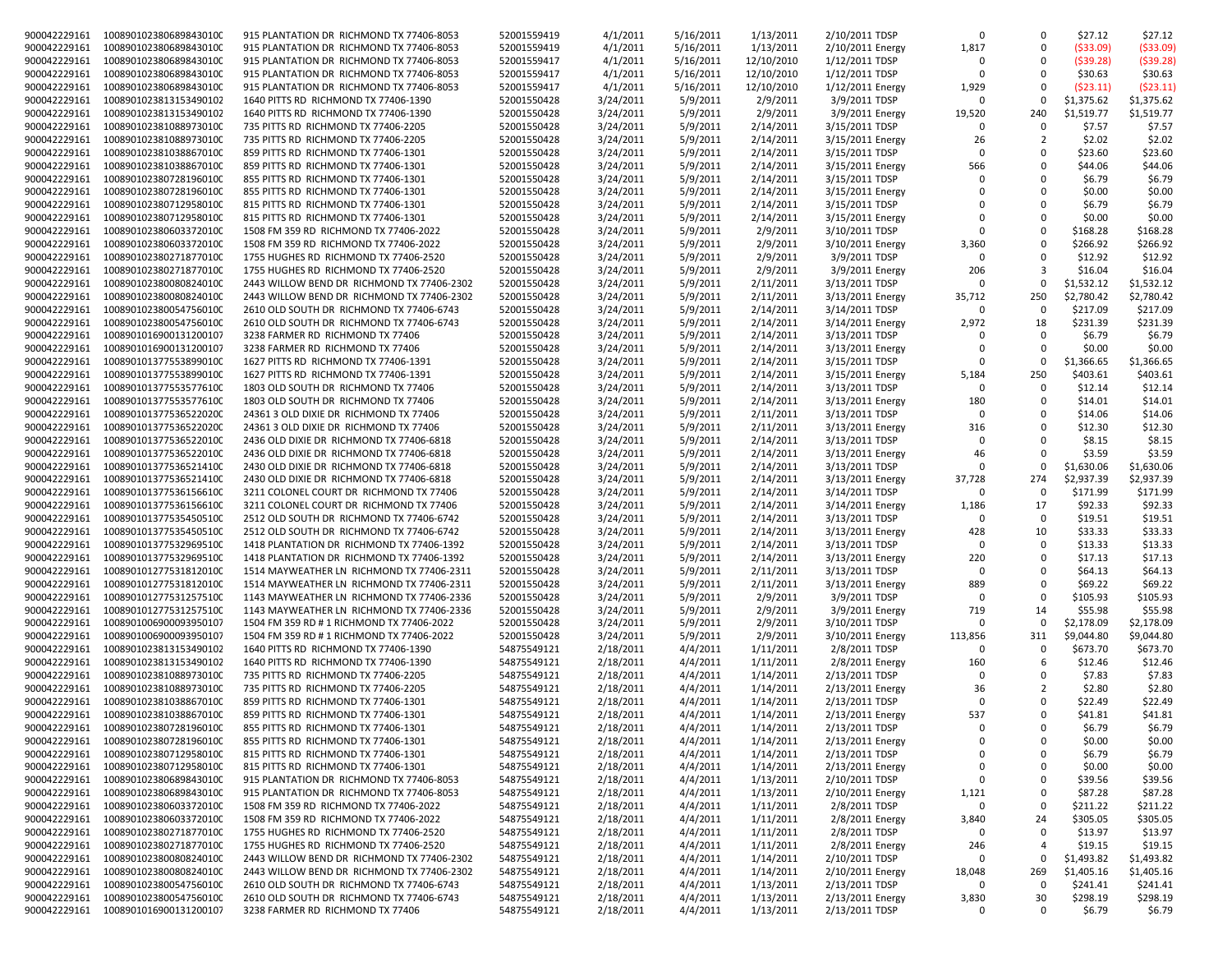| | | | | | | | | | | | |
|---|---|---|---|---|---|---|---|---|---|---|---|
| 900042229161 | 1008901023806898430100 | 915 PLANTATION DR RICHMOND TX 77406-8053 | 52001559419 | 4/1/2011 | 5/16/2011 | 1/13/2011 | 2/10/2011 TDSP | 0 | 0 | $27.12 | $27.12 |
| 900042229161 | 1008901023806898430100 | 915 PLANTATION DR RICHMOND TX 77406-8053 | 52001559419 | 4/1/2011 | 5/16/2011 | 1/13/2011 | 2/10/2011 Energy | 1,817 | 0 | ($33.09) | ($33.09) |
| 900042229161 | 1008901023806898430100 | 915 PLANTATION DR RICHMOND TX 77406-8053 | 52001559417 | 4/1/2011 | 5/16/2011 | 12/10/2010 | 1/12/2011 TDSP | 0 | 0 | ($39.28) | ($39.28) |
| 900042229161 | 1008901023806898430100 | 915 PLANTATION DR RICHMOND TX 77406-8053 | 52001559417 | 4/1/2011 | 5/16/2011 | 12/10/2010 | 1/12/2011 TDSP | 0 | 0 | $30.63 | $30.63 |
| 900042229161 | 1008901023806898430100 | 915 PLANTATION DR RICHMOND TX 77406-8053 | 52001559417 | 4/1/2011 | 5/16/2011 | 12/10/2010 | 1/12/2011 Energy | 1,929 | 0 | ($23.11) | ($23.11) |
| 900042229161 | 1008901023813153490102 | 1640 PITTS RD RICHMOND TX 77406-1390 | 52001550428 | 3/24/2011 | 5/9/2011 | 2/9/2011 | 3/9/2011 TDSP | 0 | 0 | $1,375.62 | $1,375.62 |
| 900042229161 | 1008901023813153490102 | 1640 PITTS RD RICHMOND TX 77406-1390 | 52001550428 | 3/24/2011 | 5/9/2011 | 2/9/2011 | 3/9/2011 Energy | 19,520 | 240 | $1,519.77 | $1,519.77 |
| 900042229161 | 1008901023810889730100 | 735 PITTS RD RICHMOND TX 77406-2205 | 52001550428 | 3/24/2011 | 5/9/2011 | 2/14/2011 | 3/15/2011 TDSP | 0 | 0 | $7.57 | $7.57 |
| 900042229161 | 1008901023810889730100 | 735 PITTS RD RICHMOND TX 77406-2205 | 52001550428 | 3/24/2011 | 5/9/2011 | 2/14/2011 | 3/15/2011 Energy | 26 | 2 | $2.02 | $2.02 |
| 900042229161 | 1008901023810388670100 | 859 PITTS RD RICHMOND TX 77406-1301 | 52001550428 | 3/24/2011 | 5/9/2011 | 2/14/2011 | 3/15/2011 TDSP | 0 | 0 | $23.60 | $23.60 |
| 900042229161 | 1008901023810388670100 | 859 PITTS RD RICHMOND TX 77406-1301 | 52001550428 | 3/24/2011 | 5/9/2011 | 2/14/2011 | 3/15/2011 Energy | 566 | 0 | $44.06 | $44.06 |
| 900042229161 | 1008901023807281960100 | 855 PITTS RD RICHMOND TX 77406-1301 | 52001550428 | 3/24/2011 | 5/9/2011 | 2/14/2011 | 3/15/2011 TDSP | 0 | 0 | $6.79 | $6.79 |
| 900042229161 | 1008901023807281960100 | 855 PITTS RD RICHMOND TX 77406-1301 | 52001550428 | 3/24/2011 | 5/9/2011 | 2/14/2011 | 3/15/2011 Energy | 0 | 0 | $0.00 | $0.00 |
| 900042229161 | 1008901023807129580100 | 815 PITTS RD RICHMOND TX 77406-1301 | 52001550428 | 3/24/2011 | 5/9/2011 | 2/14/2011 | 3/15/2011 TDSP | 0 | 0 | $6.79 | $6.79 |
| 900042229161 | 1008901023807129580100 | 815 PITTS RD RICHMOND TX 77406-1301 | 52001550428 | 3/24/2011 | 5/9/2011 | 2/14/2011 | 3/15/2011 Energy | 0 | 0 | $0.00 | $0.00 |
| 900042229161 | 1008901023806033720100 | 1508 FM 359 RD RICHMOND TX 77406-2022 | 52001550428 | 3/24/2011 | 5/9/2011 | 2/9/2011 | 3/10/2011 TDSP | 0 | 0 | $168.28 | $168.28 |
| 900042229161 | 1008901023806033720100 | 1508 FM 359 RD RICHMOND TX 77406-2022 | 52001550428 | 3/24/2011 | 5/9/2011 | 2/9/2011 | 3/10/2011 Energy | 3,360 | 0 | $266.92 | $266.92 |
| 900042229161 | 1008901023802718770100 | 1755 HUGHES RD RICHMOND TX 77406-2520 | 52001550428 | 3/24/2011 | 5/9/2011 | 2/9/2011 | 3/9/2011 TDSP | 0 | 0 | $12.92 | $12.92 |
| 900042229161 | 1008901023802718770100 | 1755 HUGHES RD RICHMOND TX 77406-2520 | 52001550428 | 3/24/2011 | 5/9/2011 | 2/9/2011 | 3/9/2011 Energy | 206 | 3 | $16.04 | $16.04 |
| 900042229161 | 1008901023800808240100 | 2443 WILLOW BEND DR RICHMOND TX 77406-2302 | 52001550428 | 3/24/2011 | 5/9/2011 | 2/11/2011 | 3/13/2011 TDSP | 0 | 0 | $1,532.12 | $1,532.12 |
| 900042229161 | 1008901023800808240100 | 2443 WILLOW BEND DR RICHMOND TX 77406-2302 | 52001550428 | 3/24/2011 | 5/9/2011 | 2/11/2011 | 3/13/2011 Energy | 35,712 | 250 | $2,780.42 | $2,780.42 |
| 900042229161 | 1008901023800547560100 | 2610 OLD SOUTH DR RICHMOND TX 77406-6743 | 52001550428 | 3/24/2011 | 5/9/2011 | 2/14/2011 | 3/14/2011 TDSP | 0 | 0 | $217.09 | $217.09 |
| 900042229161 | 1008901023800547560100 | 2610 OLD SOUTH DR RICHMOND TX 77406-6743 | 52001550428 | 3/24/2011 | 5/9/2011 | 2/14/2011 | 3/14/2011 Energy | 2,972 | 18 | $231.39 | $231.39 |
| 900042229161 | 1008901016900131200107 | 3238 FARMER RD RICHMOND TX 77406 | 52001550428 | 3/24/2011 | 5/9/2011 | 2/14/2011 | 3/13/2011 TDSP | 0 | 0 | $6.79 | $6.79 |
| 900042229161 | 1008901016900131200107 | 3238 FARMER RD RICHMOND TX 77406 | 52001550428 | 3/24/2011 | 5/9/2011 | 2/14/2011 | 3/13/2011 Energy | 0 | 0 | $0.00 | $0.00 |
| 900042229161 | 1008901013775538990100 | 1627 PITTS RD RICHMOND TX 77406-1391 | 52001550428 | 3/24/2011 | 5/9/2011 | 2/14/2011 | 3/15/2011 TDSP | 0 | 0 | $1,366.65 | $1,366.65 |
| 900042229161 | 1008901013775538990100 | 1627 PITTS RD RICHMOND TX 77406-1391 | 52001550428 | 3/24/2011 | 5/9/2011 | 2/14/2011 | 3/15/2011 Energy | 5,184 | 250 | $403.61 | $403.61 |
| 900042229161 | 1008901013775535776100 | 1803 OLD SOUTH DR RICHMOND TX 77406 | 52001550428 | 3/24/2011 | 5/9/2011 | 2/14/2011 | 3/13/2011 TDSP | 0 | 0 | $12.14 | $12.14 |
| 900042229161 | 1008901013775535776100 | 1803 OLD SOUTH DR RICHMOND TX 77406 | 52001550428 | 3/24/2011 | 5/9/2011 | 2/14/2011 | 3/13/2011 Energy | 180 | 0 | $14.01 | $14.01 |
| 900042229161 | 1008901013775365220200 | 24361 3 OLD DIXIE DR RICHMOND TX 77406 | 52001550428 | 3/24/2011 | 5/9/2011 | 2/11/2011 | 3/13/2011 TDSP | 0 | 0 | $14.06 | $14.06 |
| 900042229161 | 1008901013775365220200 | 24361 3 OLD DIXIE DR RICHMOND TX 77406 | 52001550428 | 3/24/2011 | 5/9/2011 | 2/11/2011 | 3/13/2011 Energy | 316 | 0 | $12.30 | $12.30 |
| 900042229161 | 1008901013775365220100 | 2436 OLD DIXIE DR RICHMOND TX 77406-6818 | 52001550428 | 3/24/2011 | 5/9/2011 | 2/14/2011 | 3/13/2011 TDSP | 0 | 0 | $8.15 | $8.15 |
| 900042229161 | 1008901013775365220100 | 2436 OLD DIXIE DR RICHMOND TX 77406-6818 | 52001550428 | 3/24/2011 | 5/9/2011 | 2/14/2011 | 3/13/2011 Energy | 46 | 0 | $3.59 | $3.59 |
| 900042229161 | 1008901013775365214100 | 2430 OLD DIXIE DR RICHMOND TX 77406-6818 | 52001550428 | 3/24/2011 | 5/9/2011 | 2/14/2011 | 3/13/2011 TDSP | 0 | 0 | $1,630.06 | $1,630.06 |
| 900042229161 | 1008901013775365214100 | 2430 OLD DIXIE DR RICHMOND TX 77406-6818 | 52001550428 | 3/24/2011 | 5/9/2011 | 2/14/2011 | 3/13/2011 Energy | 37,728 | 274 | $2,937.39 | $2,937.39 |
| 900042229161 | 1008901013775361566100 | 3211 COLONEL COURT DR RICHMOND TX 77406 | 52001550428 | 3/24/2011 | 5/9/2011 | 2/14/2011 | 3/14/2011 TDSP | 0 | 0 | $171.99 | $171.99 |
| 900042229161 | 1008901013775361566100 | 3211 COLONEL COURT DR RICHMOND TX 77406 | 52001550428 | 3/24/2011 | 5/9/2011 | 2/14/2011 | 3/14/2011 Energy | 1,186 | 17 | $92.33 | $92.33 |
| 900042229161 | 1008901013775354505100 | 2512 OLD SOUTH DR RICHMOND TX 77406-6742 | 52001550428 | 3/24/2011 | 5/9/2011 | 2/14/2011 | 3/13/2011 TDSP | 0 | 0 | $19.51 | $19.51 |
| 900042229161 | 1008901013775354505100 | 2512 OLD SOUTH DR RICHMOND TX 77406-6742 | 52001550428 | 3/24/2011 | 5/9/2011 | 2/14/2011 | 3/13/2011 Energy | 428 | 10 | $33.33 | $33.33 |
| 900042229161 | 1008901013775329695100 | 1418 PLANTATION DR RICHMOND TX 77406-1392 | 52001550428 | 3/24/2011 | 5/9/2011 | 2/14/2011 | 3/13/2011 TDSP | 0 | 0 | $13.33 | $13.33 |
| 900042229161 | 1008901013775329695100 | 1418 PLANTATION DR RICHMOND TX 77406-1392 | 52001550428 | 3/24/2011 | 5/9/2011 | 2/14/2011 | 3/13/2011 Energy | 220 | 0 | $17.13 | $17.13 |
| 900042229161 | 1008901012775318120100 | 1514 MAYWEATHER LN RICHMOND TX 77406-2311 | 52001550428 | 3/24/2011 | 5/9/2011 | 2/11/2011 | 3/13/2011 TDSP | 0 | 0 | $64.13 | $64.13 |
| 900042229161 | 1008901012775318120100 | 1514 MAYWEATHER LN RICHMOND TX 77406-2311 | 52001550428 | 3/24/2011 | 5/9/2011 | 2/11/2011 | 3/13/2011 Energy | 889 | 0 | $69.22 | $69.22 |
| 900042229161 | 1008901012775312575100 | 1143 MAYWEATHER LN RICHMOND TX 77406-2336 | 52001550428 | 3/24/2011 | 5/9/2011 | 2/9/2011 | 3/9/2011 TDSP | 0 | 0 | $105.93 | $105.93 |
| 900042229161 | 1008901012775312575100 | 1143 MAYWEATHER LN RICHMOND TX 77406-2336 | 52001550428 | 3/24/2011 | 5/9/2011 | 2/9/2011 | 3/9/2011 Energy | 719 | 14 | $55.98 | $55.98 |
| 900042229161 | 1008901006900093950107 | 1504 FM 359 RD # 1 RICHMOND TX 77406-2022 | 52001550428 | 3/24/2011 | 5/9/2011 | 2/9/2011 | 3/10/2011 TDSP | 0 | 0 | $2,178.09 | $2,178.09 |
| 900042229161 | 1008901006900093950107 | 1504 FM 359 RD # 1 RICHMOND TX 77406-2022 | 52001550428 | 3/24/2011 | 5/9/2011 | 2/9/2011 | 3/10/2011 Energy | 113,856 | 311 | $9,044.80 | $9,044.80 |
| 900042229161 | 1008901023813153490102 | 1640 PITTS RD RICHMOND TX 77406-1390 | 54875549121 | 2/18/2011 | 4/4/2011 | 1/11/2011 | 2/8/2011 TDSP | 0 | 0 | $673.70 | $673.70 |
| 900042229161 | 1008901023813153490102 | 1640 PITTS RD RICHMOND TX 77406-1390 | 54875549121 | 2/18/2011 | 4/4/2011 | 1/11/2011 | 2/8/2011 Energy | 160 | 6 | $12.46 | $12.46 |
| 900042229161 | 1008901023810889730100 | 735 PITTS RD RICHMOND TX 77406-2205 | 54875549121 | 2/18/2011 | 4/4/2011 | 1/14/2011 | 2/13/2011 TDSP | 0 | 0 | $7.83 | $7.83 |
| 900042229161 | 1008901023810889730100 | 735 PITTS RD RICHMOND TX 77406-2205 | 54875549121 | 2/18/2011 | 4/4/2011 | 1/14/2011 | 2/13/2011 Energy | 36 | 2 | $2.80 | $2.80 |
| 900042229161 | 1008901023810388670100 | 859 PITTS RD RICHMOND TX 77406-1301 | 54875549121 | 2/18/2011 | 4/4/2011 | 1/14/2011 | 2/13/2011 TDSP | 0 | 0 | $22.49 | $22.49 |
| 900042229161 | 1008901023810388670100 | 859 PITTS RD RICHMOND TX 77406-1301 | 54875549121 | 2/18/2011 | 4/4/2011 | 1/14/2011 | 2/13/2011 Energy | 537 | 0 | $41.81 | $41.81 |
| 900042229161 | 1008901023807281960100 | 855 PITTS RD RICHMOND TX 77406-1301 | 54875549121 | 2/18/2011 | 4/4/2011 | 1/14/2011 | 2/13/2011 TDSP | 0 | 0 | $6.79 | $6.79 |
| 900042229161 | 1008901023807281960100 | 855 PITTS RD RICHMOND TX 77406-1301 | 54875549121 | 2/18/2011 | 4/4/2011 | 1/14/2011 | 2/13/2011 Energy | 0 | 0 | $0.00 | $0.00 |
| 900042229161 | 1008901023807129580100 | 815 PITTS RD RICHMOND TX 77406-1301 | 54875549121 | 2/18/2011 | 4/4/2011 | 1/14/2011 | 2/13/2011 TDSP | 0 | 0 | $6.79 | $6.79 |
| 900042229161 | 1008901023807129580100 | 815 PITTS RD RICHMOND TX 77406-1301 | 54875549121 | 2/18/2011 | 4/4/2011 | 1/14/2011 | 2/13/2011 Energy | 0 | 0 | $0.00 | $0.00 |
| 900042229161 | 1008901023806898430100 | 915 PLANTATION DR RICHMOND TX 77406-8053 | 54875549121 | 2/18/2011 | 4/4/2011 | 1/13/2011 | 2/10/2011 TDSP | 0 | 0 | $39.56 | $39.56 |
| 900042229161 | 1008901023806898430100 | 915 PLANTATION DR RICHMOND TX 77406-8053 | 54875549121 | 2/18/2011 | 4/4/2011 | 1/13/2011 | 2/10/2011 Energy | 1,121 | 0 | $87.28 | $87.28 |
| 900042229161 | 1008901023806033720100 | 1508 FM 359 RD RICHMOND TX 77406-2022 | 54875549121 | 2/18/2011 | 4/4/2011 | 1/11/2011 | 2/8/2011 TDSP | 0 | 0 | $211.22 | $211.22 |
| 900042229161 | 1008901023806033720100 | 1508 FM 359 RD RICHMOND TX 77406-2022 | 54875549121 | 2/18/2011 | 4/4/2011 | 1/11/2011 | 2/8/2011 Energy | 3,840 | 24 | $305.05 | $305.05 |
| 900042229161 | 1008901023802718770100 | 1755 HUGHES RD RICHMOND TX 77406-2520 | 54875549121 | 2/18/2011 | 4/4/2011 | 1/11/2011 | 2/8/2011 TDSP | 0 | 0 | $13.97 | $13.97 |
| 900042229161 | 1008901023802718770100 | 1755 HUGHES RD RICHMOND TX 77406-2520 | 54875549121 | 2/18/2011 | 4/4/2011 | 1/11/2011 | 2/8/2011 Energy | 246 | 4 | $19.15 | $19.15 |
| 900042229161 | 1008901023800808240100 | 2443 WILLOW BEND DR RICHMOND TX 77406-2302 | 54875549121 | 2/18/2011 | 4/4/2011 | 1/14/2011 | 2/10/2011 TDSP | 0 | 0 | $1,493.82 | $1,493.82 |
| 900042229161 | 1008901023800808240100 | 2443 WILLOW BEND DR RICHMOND TX 77406-2302 | 54875549121 | 2/18/2011 | 4/4/2011 | 1/14/2011 | 2/10/2011 Energy | 18,048 | 269 | $1,405.16 | $1,405.16 |
| 900042229161 | 1008901023800547560100 | 2610 OLD SOUTH DR RICHMOND TX 77406-6743 | 54875549121 | 2/18/2011 | 4/4/2011 | 1/13/2011 | 2/13/2011 TDSP | 0 | 0 | $241.41 | $241.41 |
| 900042229161 | 1008901023800547560100 | 2610 OLD SOUTH DR RICHMOND TX 77406-6743 | 54875549121 | 2/18/2011 | 4/4/2011 | 1/13/2011 | 2/13/2011 Energy | 3,830 | 30 | $298.19 | $298.19 |
| 900042229161 | 1008901016900131200107 | 3238 FARMER RD RICHMOND TX 77406 | 54875549121 | 2/18/2011 | 4/4/2011 | 1/13/2011 | 2/13/2011 TDSP | 0 | 0 | $6.79 | $6.79 |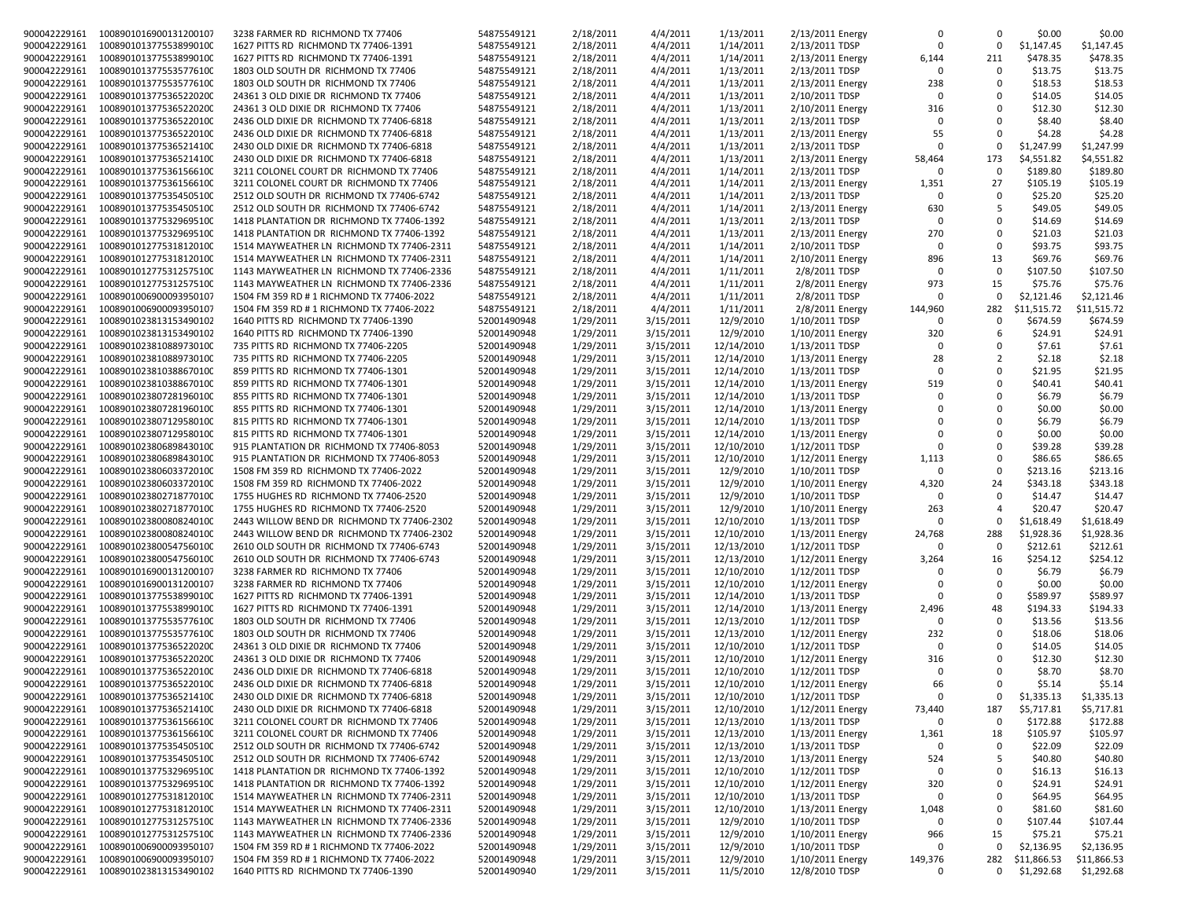| | | | | | | | | | | | | |
|---|---|---|---|---|---|---|---|---|---|---|---|---|
| 900042229161 | 1008901016900131200107 | 3238 FARMER RD RICHMOND TX 77406 | 54875549121 | 2/18/2011 | 4/4/2011 | 1/13/2011 | 2/13/2011 Energy | 0 | 0 | $0.00 | $0.00 |
| 900042229161 | 1008901013775538990100 | 1627 PITTS RD RICHMOND TX 77406-1391 | 54875549121 | 2/18/2011 | 4/4/2011 | 1/14/2011 | 2/13/2011 TDSP | 0 | 0 | $1,147.45 | $1,147.45 |
| 900042229161 | 1008901013775538990100 | 1627 PITTS RD RICHMOND TX 77406-1391 | 54875549121 | 2/18/2011 | 4/4/2011 | 1/14/2011 | 2/13/2011 Energy | 6,144 | 211 | $478.35 | $478.35 |
| 900042229161 | 1008901013775535776100 | 1803 OLD SOUTH DR RICHMOND TX 77406 | 54875549121 | 2/18/2011 | 4/4/2011 | 1/13/2011 | 2/13/2011 TDSP | 0 | 0 | $13.75 | $13.75 |
| 900042229161 | 1008901013775535776100 | 1803 OLD SOUTH DR RICHMOND TX 77406 | 54875549121 | 2/18/2011 | 4/4/2011 | 1/13/2011 | 2/13/2011 Energy | 238 | 0 | $18.53 | $18.53 |
| 900042229161 | 1008901013775365220200 | 24361 3 OLD DIXIE DR RICHMOND TX 77406 | 54875549121 | 2/18/2011 | 4/4/2011 | 1/13/2011 | 2/10/2011 TDSP | 0 | 0 | $14.05 | $14.05 |
| 900042229161 | 1008901013775365220200 | 24361 3 OLD DIXIE DR RICHMOND TX 77406 | 54875549121 | 2/18/2011 | 4/4/2011 | 1/13/2011 | 2/10/2011 Energy | 316 | 0 | $12.30 | $12.30 |
| 900042229161 | 1008901013775365220100 | 2436 OLD DIXIE DR RICHMOND TX 77406-6818 | 54875549121 | 2/18/2011 | 4/4/2011 | 1/13/2011 | 2/13/2011 TDSP | 0 | 0 | $8.40 | $8.40 |
| 900042229161 | 1008901013775365220100 | 2436 OLD DIXIE DR RICHMOND TX 77406-6818 | 54875549121 | 2/18/2011 | 4/4/2011 | 1/13/2011 | 2/13/2011 Energy | 55 | 0 | $4.28 | $4.28 |
| 900042229161 | 1008901013775365214100 | 2430 OLD DIXIE DR RICHMOND TX 77406-6818 | 54875549121 | 2/18/2011 | 4/4/2011 | 1/13/2011 | 2/13/2011 TDSP | 0 | 0 | $1,247.99 | $1,247.99 |
| 900042229161 | 1008901013775365214100 | 2430 OLD DIXIE DR RICHMOND TX 77406-6818 | 54875549121 | 2/18/2011 | 4/4/2011 | 1/13/2011 | 2/13/2011 Energy | 58,464 | 173 | $4,551.82 | $4,551.82 |
| 900042229161 | 1008901013775361566100 | 3211 COLONEL COURT DR RICHMOND TX 77406 | 54875549121 | 2/18/2011 | 4/4/2011 | 1/14/2011 | 2/13/2011 TDSP | 0 | 0 | $189.80 | $189.80 |
| 900042229161 | 1008901013775361566100 | 3211 COLONEL COURT DR RICHMOND TX 77406 | 54875549121 | 2/18/2011 | 4/4/2011 | 1/14/2011 | 2/13/2011 Energy | 1,351 | 27 | $105.19 | $105.19 |
| 900042229161 | 1008901013775354505100 | 2512 OLD SOUTH DR RICHMOND TX 77406-6742 | 54875549121 | 2/18/2011 | 4/4/2011 | 1/14/2011 | 2/13/2011 TDSP | 0 | 0 | $25.20 | $25.20 |
| 900042229161 | 1008901013775354505100 | 2512 OLD SOUTH DR RICHMOND TX 77406-6742 | 54875549121 | 2/18/2011 | 4/4/2011 | 1/14/2011 | 2/13/2011 Energy | 630 | 5 | $49.05 | $49.05 |
| 900042229161 | 1008901013775329695100 | 1418 PLANTATION DR RICHMOND TX 77406-1392 | 54875549121 | 2/18/2011 | 4/4/2011 | 1/13/2011 | 2/13/2011 TDSP | 0 | 0 | $14.69 | $14.69 |
| 900042229161 | 1008901013775329695100 | 1418 PLANTATION DR RICHMOND TX 77406-1392 | 54875549121 | 2/18/2011 | 4/4/2011 | 1/13/2011 | 2/13/2011 Energy | 270 | 0 | $21.03 | $21.03 |
| 900042229161 | 1008901012775318120100 | 1514 MAYWEATHER LN RICHMOND TX 77406-2311 | 54875549121 | 2/18/2011 | 4/4/2011 | 1/14/2011 | 2/10/2011 TDSP | 0 | 0 | $93.75 | $93.75 |
| 900042229161 | 1008901012775318120100 | 1514 MAYWEATHER LN RICHMOND TX 77406-2311 | 54875549121 | 2/18/2011 | 4/4/2011 | 1/14/2011 | 2/10/2011 Energy | 896 | 13 | $69.76 | $69.76 |
| 900042229161 | 1008901012775312575100 | 1143 MAYWEATHER LN RICHMOND TX 77406-2336 | 54875549121 | 2/18/2011 | 4/4/2011 | 1/11/2011 | 2/8/2011 TDSP | 0 | 0 | $107.50 | $107.50 |
| 900042229161 | 1008901012775312575100 | 1143 MAYWEATHER LN RICHMOND TX 77406-2336 | 54875549121 | 2/18/2011 | 4/4/2011 | 1/11/2011 | 2/8/2011 Energy | 973 | 15 | $75.76 | $75.76 |
| 900042229161 | 1008901006900093950107 | 1504 FM 359 RD # 1 RICHMOND TX 77406-2022 | 54875549121 | 2/18/2011 | 4/4/2011 | 1/11/2011 | 2/8/2011 TDSP | 0 | 0 | $2,121.46 | $2,121.46 |
| 900042229161 | 1008901006900093950107 | 1504 FM 359 RD # 1 RICHMOND TX 77406-2022 | 54875549121 | 2/18/2011 | 4/4/2011 | 1/11/2011 | 2/8/2011 Energy | 144,960 | 282 | $11,515.72 | $11,515.72 |
| 900042229161 | 1008901023813153490102 | 1640 PITTS RD RICHMOND TX 77406-1390 | 52001490948 | 1/29/2011 | 3/15/2011 | 12/9/2010 | 1/10/2011 TDSP | 0 | 0 | $674.59 | $674.59 |
| 900042229161 | 1008901023813153490102 | 1640 PITTS RD RICHMOND TX 77406-1390 | 52001490948 | 1/29/2011 | 3/15/2011 | 12/9/2010 | 1/10/2011 Energy | 320 | 6 | $24.91 | $24.91 |
| 900042229161 | 1008901023810889730100 | 735 PITTS RD RICHMOND TX 77406-2205 | 52001490948 | 1/29/2011 | 3/15/2011 | 12/14/2010 | 1/13/2011 TDSP | 0 | 0 | $7.61 | $7.61 |
| 900042229161 | 1008901023810889730100 | 735 PITTS RD RICHMOND TX 77406-2205 | 52001490948 | 1/29/2011 | 3/15/2011 | 12/14/2010 | 1/13/2011 Energy | 28 | 2 | $2.18 | $2.18 |
| 900042229161 | 1008901023810388670100 | 859 PITTS RD RICHMOND TX 77406-1301 | 52001490948 | 1/29/2011 | 3/15/2011 | 12/14/2010 | 1/13/2011 TDSP | 0 | 0 | $21.95 | $21.95 |
| 900042229161 | 1008901023810388670100 | 859 PITTS RD RICHMOND TX 77406-1301 | 52001490948 | 1/29/2011 | 3/15/2011 | 12/14/2010 | 1/13/2011 Energy | 519 | 0 | $40.41 | $40.41 |
| 900042229161 | 1008901023807281960100 | 855 PITTS RD RICHMOND TX 77406-1301 | 52001490948 | 1/29/2011 | 3/15/2011 | 12/14/2010 | 1/13/2011 TDSP | 0 | 0 | $6.79 | $6.79 |
| 900042229161 | 1008901023807281960100 | 855 PITTS RD RICHMOND TX 77406-1301 | 52001490948 | 1/29/2011 | 3/15/2011 | 12/14/2010 | 1/13/2011 Energy | 0 | 0 | $0.00 | $0.00 |
| 900042229161 | 1008901023807129580100 | 815 PITTS RD RICHMOND TX 77406-1301 | 52001490948 | 1/29/2011 | 3/15/2011 | 12/14/2010 | 1/13/2011 TDSP | 0 | 0 | $6.79 | $6.79 |
| 900042229161 | 1008901023807129580100 | 815 PITTS RD RICHMOND TX 77406-1301 | 52001490948 | 1/29/2011 | 3/15/2011 | 12/14/2010 | 1/13/2011 Energy | 0 | 0 | $0.00 | $0.00 |
| 900042229161 | 1008901023806898430100 | 915 PLANTATION DR RICHMOND TX 77406-8053 | 52001490948 | 1/29/2011 | 3/15/2011 | 12/10/2010 | 1/12/2011 TDSP | 0 | 0 | $39.28 | $39.28 |
| 900042229161 | 1008901023806898430100 | 915 PLANTATION DR RICHMOND TX 77406-8053 | 52001490948 | 1/29/2011 | 3/15/2011 | 12/10/2010 | 1/12/2011 Energy | 1,113 | 0 | $86.65 | $86.65 |
| 900042229161 | 1008901023806033720100 | 1508 FM 359 RD RICHMOND TX 77406-2022 | 52001490948 | 1/29/2011 | 3/15/2011 | 12/9/2010 | 1/10/2011 TDSP | 0 | 0 | $213.16 | $213.16 |
| 900042229161 | 1008901023806033720100 | 1508 FM 359 RD RICHMOND TX 77406-2022 | 52001490948 | 1/29/2011 | 3/15/2011 | 12/9/2010 | 1/10/2011 Energy | 4,320 | 24 | $343.18 | $343.18 |
| 900042229161 | 1008901023802718770100 | 1755 HUGHES RD RICHMOND TX 77406-2520 | 52001490948 | 1/29/2011 | 3/15/2011 | 12/9/2010 | 1/10/2011 TDSP | 0 | 0 | $14.47 | $14.47 |
| 900042229161 | 1008901023802718770100 | 1755 HUGHES RD RICHMOND TX 77406-2520 | 52001490948 | 1/29/2011 | 3/15/2011 | 12/9/2010 | 1/10/2011 Energy | 263 | 4 | $20.47 | $20.47 |
| 900042229161 | 1008901023800808240100 | 2443 WILLOW BEND DR RICHMOND TX 77406-2302 | 52001490948 | 1/29/2011 | 3/15/2011 | 12/10/2010 | 1/13/2011 TDSP | 0 | 0 | $1,618.49 | $1,618.49 |
| 900042229161 | 1008901023800808240100 | 2443 WILLOW BEND DR RICHMOND TX 77406-2302 | 52001490948 | 1/29/2011 | 3/15/2011 | 12/10/2010 | 1/13/2011 Energy | 24,768 | 288 | $1,928.36 | $1,928.36 |
| 900042229161 | 1008901023800547560100 | 2610 OLD SOUTH DR RICHMOND TX 77406-6743 | 52001490948 | 1/29/2011 | 3/15/2011 | 12/13/2010 | 1/12/2011 TDSP | 0 | 0 | $212.61 | $212.61 |
| 900042229161 | 1008901023800547560100 | 2610 OLD SOUTH DR RICHMOND TX 77406-6743 | 52001490948 | 1/29/2011 | 3/15/2011 | 12/13/2010 | 1/12/2011 Energy | 3,264 | 16 | $254.12 | $254.12 |
| 900042229161 | 1008901016900131200107 | 3238 FARMER RD RICHMOND TX 77406 | 52001490948 | 1/29/2011 | 3/15/2011 | 12/10/2010 | 1/12/2011 TDSP | 0 | 0 | $6.79 | $6.79 |
| 900042229161 | 1008901016900131200107 | 3238 FARMER RD RICHMOND TX 77406 | 52001490948 | 1/29/2011 | 3/15/2011 | 12/10/2010 | 1/12/2011 Energy | 0 | 0 | $0.00 | $0.00 |
| 900042229161 | 1008901013775538990100 | 1627 PITTS RD RICHMOND TX 77406-1391 | 52001490948 | 1/29/2011 | 3/15/2011 | 12/14/2010 | 1/13/2011 TDSP | 0 | 0 | $589.97 | $589.97 |
| 900042229161 | 1008901013775538990100 | 1627 PITTS RD RICHMOND TX 77406-1391 | 52001490948 | 1/29/2011 | 3/15/2011 | 12/14/2010 | 1/13/2011 Energy | 2,496 | 48 | $194.33 | $194.33 |
| 900042229161 | 1008901013775535776100 | 1803 OLD SOUTH DR RICHMOND TX 77406 | 52001490948 | 1/29/2011 | 3/15/2011 | 12/13/2010 | 1/12/2011 TDSP | 0 | 0 | $13.56 | $13.56 |
| 900042229161 | 1008901013775535776100 | 1803 OLD SOUTH DR RICHMOND TX 77406 | 52001490948 | 1/29/2011 | 3/15/2011 | 12/13/2010 | 1/12/2011 Energy | 232 | 0 | $18.06 | $18.06 |
| 900042229161 | 1008901013775365220200 | 24361 3 OLD DIXIE DR RICHMOND TX 77406 | 52001490948 | 1/29/2011 | 3/15/2011 | 12/10/2010 | 1/12/2011 TDSP | 0 | 0 | $14.05 | $14.05 |
| 900042229161 | 1008901013775365220200 | 24361 3 OLD DIXIE DR RICHMOND TX 77406 | 52001490948 | 1/29/2011 | 3/15/2011 | 12/10/2010 | 1/12/2011 Energy | 316 | 0 | $12.30 | $12.30 |
| 900042229161 | 1008901013775365220100 | 2436 OLD DIXIE DR RICHMOND TX 77406-6818 | 52001490948 | 1/29/2011 | 3/15/2011 | 12/10/2010 | 1/12/2011 TDSP | 0 | 0 | $8.70 | $8.70 |
| 900042229161 | 1008901013775365220100 | 2436 OLD DIXIE DR RICHMOND TX 77406-6818 | 52001490948 | 1/29/2011 | 3/15/2011 | 12/10/2010 | 1/12/2011 Energy | 66 | 0 | $5.14 | $5.14 |
| 900042229161 | 1008901013775365214100 | 2430 OLD DIXIE DR RICHMOND TX 77406-6818 | 52001490948 | 1/29/2011 | 3/15/2011 | 12/10/2010 | 1/12/2011 TDSP | 0 | 0 | $1,335.13 | $1,335.13 |
| 900042229161 | 1008901013775365214100 | 2430 OLD DIXIE DR RICHMOND TX 77406-6818 | 52001490948 | 1/29/2011 | 3/15/2011 | 12/10/2010 | 1/12/2011 Energy | 73,440 | 187 | $5,717.81 | $5,717.81 |
| 900042229161 | 1008901013775361566100 | 3211 COLONEL COURT DR RICHMOND TX 77406 | 52001490948 | 1/29/2011 | 3/15/2011 | 12/13/2010 | 1/13/2011 TDSP | 0 | 0 | $172.88 | $172.88 |
| 900042229161 | 1008901013775361566100 | 3211 COLONEL COURT DR RICHMOND TX 77406 | 52001490948 | 1/29/2011 | 3/15/2011 | 12/13/2010 | 1/13/2011 Energy | 1,361 | 18 | $105.97 | $105.97 |
| 900042229161 | 1008901013775354505100 | 2512 OLD SOUTH DR RICHMOND TX 77406-6742 | 52001490948 | 1/29/2011 | 3/15/2011 | 12/13/2010 | 1/13/2011 TDSP | 0 | 0 | $22.09 | $22.09 |
| 900042229161 | 1008901013775354505100 | 2512 OLD SOUTH DR RICHMOND TX 77406-6742 | 52001490948 | 1/29/2011 | 3/15/2011 | 12/13/2010 | 1/13/2011 Energy | 524 | 5 | $40.80 | $40.80 |
| 900042229161 | 1008901013775329695100 | 1418 PLANTATION DR RICHMOND TX 77406-1392 | 52001490948 | 1/29/2011 | 3/15/2011 | 12/10/2010 | 1/12/2011 TDSP | 0 | 0 | $16.13 | $16.13 |
| 900042229161 | 1008901013775329695100 | 1418 PLANTATION DR RICHMOND TX 77406-1392 | 52001490948 | 1/29/2011 | 3/15/2011 | 12/10/2010 | 1/12/2011 Energy | 320 | 0 | $24.91 | $24.91 |
| 900042229161 | 1008901012775318120100 | 1514 MAYWEATHER LN RICHMOND TX 77406-2311 | 52001490948 | 1/29/2011 | 3/15/2011 | 12/10/2010 | 1/13/2011 TDSP | 0 | 0 | $64.95 | $64.95 |
| 900042229161 | 1008901012775318120100 | 1514 MAYWEATHER LN RICHMOND TX 77406-2311 | 52001490948 | 1/29/2011 | 3/15/2011 | 12/10/2010 | 1/13/2011 Energy | 1,048 | 0 | $81.60 | $81.60 |
| 900042229161 | 1008901012775312575100 | 1143 MAYWEATHER LN RICHMOND TX 77406-2336 | 52001490948 | 1/29/2011 | 3/15/2011 | 12/9/2010 | 1/10/2011 TDSP | 0 | 0 | $107.44 | $107.44 |
| 900042229161 | 1008901012775312575100 | 1143 MAYWEATHER LN RICHMOND TX 77406-2336 | 52001490948 | 1/29/2011 | 3/15/2011 | 12/9/2010 | 1/10/2011 Energy | 966 | 15 | $75.21 | $75.21 |
| 900042229161 | 1008901006900093950107 | 1504 FM 359 RD # 1 RICHMOND TX 77406-2022 | 52001490948 | 1/29/2011 | 3/15/2011 | 12/9/2010 | 1/10/2011 TDSP | 0 | 0 | $2,136.95 | $2,136.95 |
| 900042229161 | 1008901006900093950107 | 1504 FM 359 RD # 1 RICHMOND TX 77406-2022 | 52001490948 | 1/29/2011 | 3/15/2011 | 12/9/2010 | 1/10/2011 Energy | 149,376 | 282 | $11,866.53 | $11,866.53 |
| 900042229161 | 1008901023813153490102 | 1640 PITTS RD RICHMOND TX 77406-1390 | 52001490940 | 1/29/2011 | 3/15/2011 | 11/5/2010 | 12/8/2010 TDSP | 0 | 0 | $1,292.68 | $1,292.68 |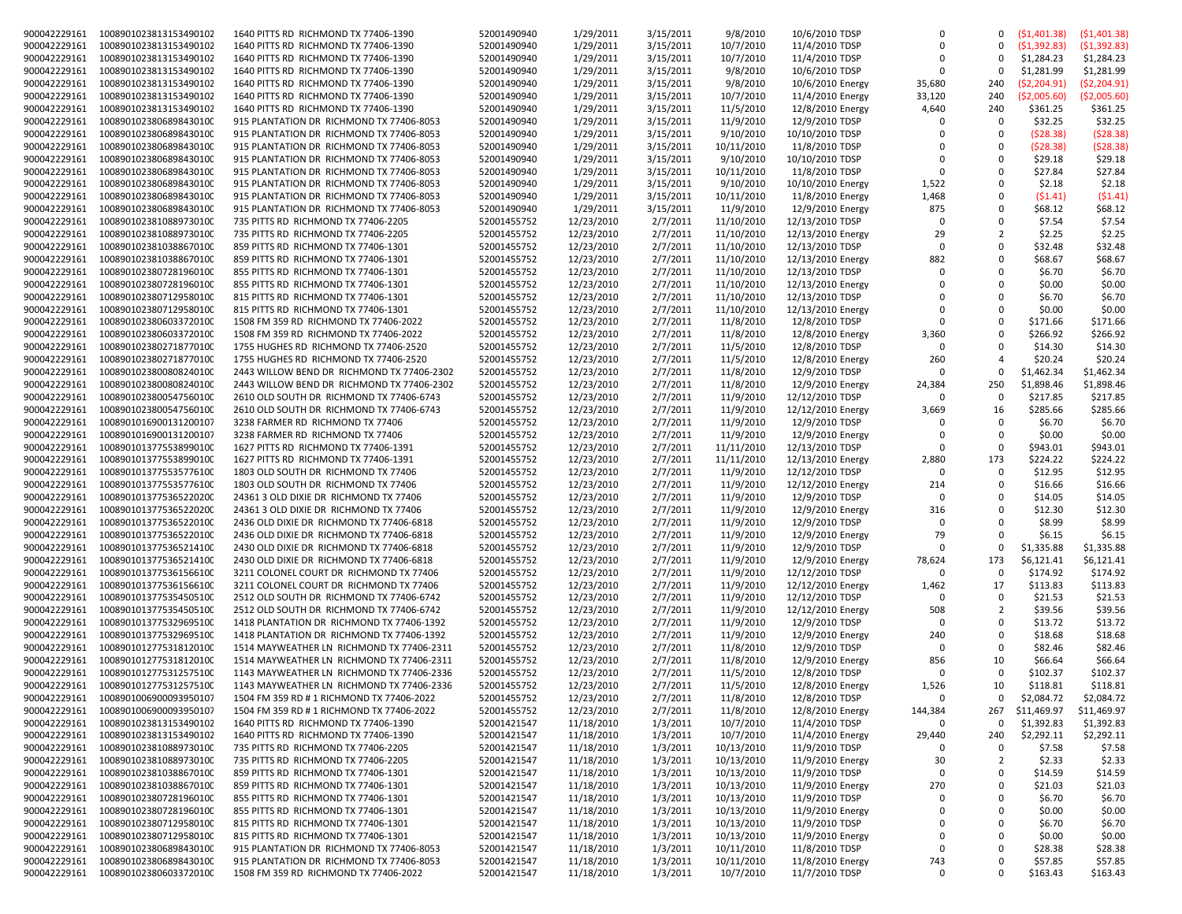| | | | | | | | | | | | |
|---|---|---|---|---|---|---|---|---|---|---|---|
| 900042229161 | 1008901023813153490102 | 1640 PITTS RD RICHMOND TX 77406-1390 | 52001490940 | 1/29/2011 | 3/15/2011 | 9/8/2010 | 10/6/2010 TDSP | 0 | 0 | ($1,401.38) | ($1,401.38) |
| 900042229161 | 1008901023813153490102 | 1640 PITTS RD RICHMOND TX 77406-1390 | 52001490940 | 1/29/2011 | 3/15/2011 | 10/7/2010 | 11/4/2010 TDSP | 0 | 0 | ($1,392.83) | ($1,392.83) |
| 900042229161 | 1008901023813153490102 | 1640 PITTS RD RICHMOND TX 77406-1390 | 52001490940 | 1/29/2011 | 3/15/2011 | 10/7/2010 | 11/4/2010 TDSP | 0 | 0 | $1,284.23 | $1,284.23 |
| 900042229161 | 1008901023813153490102 | 1640 PITTS RD RICHMOND TX 77406-1390 | 52001490940 | 1/29/2011 | 3/15/2011 | 9/8/2010 | 10/6/2010 TDSP | 0 | 0 | $1,281.99 | $1,281.99 |
| 900042229161 | 1008901023813153490102 | 1640 PITTS RD RICHMOND TX 77406-1390 | 52001490940 | 1/29/2011 | 3/15/2011 | 9/8/2010 | 10/6/2010 Energy | 35,680 | 240 | ($2,204.91) | ($2,204.91) |
| 900042229161 | 1008901023813153490102 | 1640 PITTS RD RICHMOND TX 77406-1390 | 52001490940 | 1/29/2011 | 3/15/2011 | 10/7/2010 | 11/4/2010 Energy | 33,120 | 240 | ($2,005.60) | ($2,005.60) |
| 900042229161 | 1008901023813153490102 | 1640 PITTS RD RICHMOND TX 77406-1390 | 52001490940 | 1/29/2011 | 3/15/2011 | 11/5/2010 | 12/8/2010 Energy | 4,640 | 240 | $361.25 | $361.25 |
| 900042229161 | 100890102380689843010C | 915 PLANTATION DR RICHMOND TX 77406-8053 | 52001490940 | 1/29/2011 | 3/15/2011 | 11/9/2010 | 12/9/2010 TDSP | 0 | 0 | $32.25 | $32.25 |
| 900042229161 | 100890102380689843010C | 915 PLANTATION DR RICHMOND TX 77406-8053 | 52001490940 | 1/29/2011 | 3/15/2011 | 9/10/2010 | 10/10/2010 TDSP | 0 | 0 | ($28.38) | ($28.38) |
| 900042229161 | 100890102380689843010C | 915 PLANTATION DR RICHMOND TX 77406-8053 | 52001490940 | 1/29/2011 | 3/15/2011 | 10/11/2010 | 11/8/2010 TDSP | 0 | 0 | ($28.38) | ($28.38) |
| 900042229161 | 100890102380689843010C | 915 PLANTATION DR RICHMOND TX 77406-8053 | 52001490940 | 1/29/2011 | 3/15/2011 | 9/10/2010 | 10/10/2010 TDSP | 0 | 0 | $29.18 | $29.18 |
| 900042229161 | 100890102380689843010C | 915 PLANTATION DR RICHMOND TX 77406-8053 | 52001490940 | 1/29/2011 | 3/15/2011 | 10/11/2010 | 11/8/2010 TDSP | 0 | 0 | $27.84 | $27.84 |
| 900042229161 | 100890102380689843010C | 915 PLANTATION DR RICHMOND TX 77406-8053 | 52001490940 | 1/29/2011 | 3/15/2011 | 9/10/2010 | 10/10/2010 Energy | 1,522 | 0 | $2.18 | $2.18 |
| 900042229161 | 100890102380689843010C | 915 PLANTATION DR RICHMOND TX 77406-8053 | 52001490940 | 1/29/2011 | 3/15/2011 | 10/11/2010 | 11/8/2010 Energy | 1,468 | 0 | ($1.41) | ($1.41) |
| 900042229161 | 100890102380689843010C | 915 PLANTATION DR RICHMOND TX 77406-8053 | 52001490940 | 1/29/2011 | 3/15/2011 | 11/9/2010 | 12/9/2010 Energy | 875 | 0 | $68.12 | $68.12 |
| 900042229161 | 100890102381088973010C | 735 PITTS RD RICHMOND TX 77406-2205 | 52001455752 | 12/23/2010 | 2/7/2011 | 11/10/2010 | 12/13/2010 TDSP | 0 | 0 | $7.54 | $7.54 |
| 900042229161 | 100890102381088973010C | 735 PITTS RD RICHMOND TX 77406-2205 | 52001455752 | 12/23/2010 | 2/7/2011 | 11/10/2010 | 12/13/2010 Energy | 29 | 2 | $2.25 | $2.25 |
| 900042229161 | 100890102381038867010C | 859 PITTS RD RICHMOND TX 77406-1301 | 52001455752 | 12/23/2010 | 2/7/2011 | 11/10/2010 | 12/13/2010 TDSP | 0 | 0 | $32.48 | $32.48 |
| 900042229161 | 100890102381038867010C | 859 PITTS RD RICHMOND TX 77406-1301 | 52001455752 | 12/23/2010 | 2/7/2011 | 11/10/2010 | 12/13/2010 Energy | 882 | 0 | $68.67 | $68.67 |
| 900042229161 | 100890102380728196010C | 855 PITTS RD RICHMOND TX 77406-1301 | 52001455752 | 12/23/2010 | 2/7/2011 | 11/10/2010 | 12/13/2010 TDSP | 0 | 0 | $6.70 | $6.70 |
| 900042229161 | 100890102380728196010C | 855 PITTS RD RICHMOND TX 77406-1301 | 52001455752 | 12/23/2010 | 2/7/2011 | 11/10/2010 | 12/13/2010 Energy | 0 | 0 | $0.00 | $0.00 |
| 900042229161 | 100890102380712958010C | 815 PITTS RD RICHMOND TX 77406-1301 | 52001455752 | 12/23/2010 | 2/7/2011 | 11/10/2010 | 12/13/2010 TDSP | 0 | 0 | $6.70 | $6.70 |
| 900042229161 | 100890102380712958010C | 815 PITTS RD RICHMOND TX 77406-1301 | 52001455752 | 12/23/2010 | 2/7/2011 | 11/10/2010 | 12/13/2010 Energy | 0 | 0 | $0.00 | $0.00 |
| 900042229161 | 100890102380603372010C | 1508 FM 359 RD RICHMOND TX 77406-2022 | 52001455752 | 12/23/2010 | 2/7/2011 | 11/8/2010 | 12/8/2010 TDSP | 0 | 0 | $171.66 | $171.66 |
| 900042229161 | 100890102380603372010C | 1508 FM 359 RD RICHMOND TX 77406-2022 | 52001455752 | 12/23/2010 | 2/7/2011 | 11/8/2010 | 12/8/2010 Energy | 3,360 | 0 | $266.92 | $266.92 |
| 900042229161 | 100890102380271877010C | 1755 HUGHES RD RICHMOND TX 77406-2520 | 52001455752 | 12/23/2010 | 2/7/2011 | 11/5/2010 | 12/8/2010 TDSP | 0 | 0 | $14.30 | $14.30 |
| 900042229161 | 100890102380271877010C | 1755 HUGHES RD RICHMOND TX 77406-2520 | 52001455752 | 12/23/2010 | 2/7/2011 | 11/5/2010 | 12/8/2010 Energy | 260 | 4 | $20.24 | $20.24 |
| 900042229161 | 100890102380080824010C | 2443 WILLOW BEND DR RICHMOND TX 77406-2302 | 52001455752 | 12/23/2010 | 2/7/2011 | 11/8/2010 | 12/9/2010 TDSP | 0 | 0 | $1,462.34 | $1,462.34 |
| 900042229161 | 100890102380080824010C | 2443 WILLOW BEND DR RICHMOND TX 77406-2302 | 52001455752 | 12/23/2010 | 2/7/2011 | 11/8/2010 | 12/9/2010 Energy | 24,384 | 250 | $1,898.46 | $1,898.46 |
| 900042229161 | 100890102380054756010C | 2610 OLD SOUTH DR RICHMOND TX 77406-6743 | 52001455752 | 12/23/2010 | 2/7/2011 | 11/9/2010 | 12/12/2010 TDSP | 0 | 0 | $217.85 | $217.85 |
| 900042229161 | 100890102380054756010C | 2610 OLD SOUTH DR RICHMOND TX 77406-6743 | 52001455752 | 12/23/2010 | 2/7/2011 | 11/9/2010 | 12/12/2010 Energy | 3,669 | 16 | $285.66 | $285.66 |
| 900042229161 | 1008901016900131200107 | 3238 FARMER RD RICHMOND TX 77406 | 52001455752 | 12/23/2010 | 2/7/2011 | 11/9/2010 | 12/9/2010 TDSP | 0 | 0 | $6.70 | $6.70 |
| 900042229161 | 1008901016900131200107 | 3238 FARMER RD RICHMOND TX 77406 | 52001455752 | 12/23/2010 | 2/7/2011 | 11/9/2010 | 12/9/2010 Energy | 0 | 0 | $0.00 | $0.00 |
| 900042229161 | 100890101377553899010C | 1627 PITTS RD RICHMOND TX 77406-1391 | 52001455752 | 12/23/2010 | 2/7/2011 | 11/11/2010 | 12/13/2010 TDSP | 0 | 0 | $943.01 | $943.01 |
| 900042229161 | 100890101377553899010C | 1627 PITTS RD RICHMOND TX 77406-1391 | 52001455752 | 12/23/2010 | 2/7/2011 | 11/11/2010 | 12/13/2010 Energy | 2,880 | 173 | $224.22 | $224.22 |
| 900042229161 | 100890101377553577610C | 1803 OLD SOUTH DR RICHMOND TX 77406 | 52001455752 | 12/23/2010 | 2/7/2011 | 11/9/2010 | 12/12/2010 TDSP | 0 | 0 | $12.95 | $12.95 |
| 900042229161 | 100890101377553577610C | 1803 OLD SOUTH DR RICHMOND TX 77406 | 52001455752 | 12/23/2010 | 2/7/2011 | 11/9/2010 | 12/12/2010 Energy | 214 | 0 | $16.66 | $16.66 |
| 900042229161 | 100890101377536522020C | 24361 3 OLD DIXIE DR RICHMOND TX 77406 | 52001455752 | 12/23/2010 | 2/7/2011 | 11/9/2010 | 12/9/2010 TDSP | 0 | 0 | $14.05 | $14.05 |
| 900042229161 | 100890101377536522020C | 24361 3 OLD DIXIE DR RICHMOND TX 77406 | 52001455752 | 12/23/2010 | 2/7/2011 | 11/9/2010 | 12/9/2010 Energy | 316 | 0 | $12.30 | $12.30 |
| 900042229161 | 100890101377536522010C | 2436 OLD DIXIE DR RICHMOND TX 77406-6818 | 52001455752 | 12/23/2010 | 2/7/2011 | 11/9/2010 | 12/9/2010 TDSP | 0 | 0 | $8.99 | $8.99 |
| 900042229161 | 100890101377536522010C | 2436 OLD DIXIE DR RICHMOND TX 77406-6818 | 52001455752 | 12/23/2010 | 2/7/2011 | 11/9/2010 | 12/9/2010 Energy | 79 | 0 | $6.15 | $6.15 |
| 900042229161 | 100890101377536521410C | 2430 OLD DIXIE DR RICHMOND TX 77406-6818 | 52001455752 | 12/23/2010 | 2/7/2011 | 11/9/2010 | 12/9/2010 TDSP | 0 | 0 | $1,335.88 | $1,335.88 |
| 900042229161 | 100890101377536521410C | 2430 OLD DIXIE DR RICHMOND TX 77406-6818 | 52001455752 | 12/23/2010 | 2/7/2011 | 11/9/2010 | 12/9/2010 Energy | 78,624 | 173 | $6,121.41 | $6,121.41 |
| 900042229161 | 100890101377536156610C | 3211 COLONEL COURT DR RICHMOND TX 77406 | 52001455752 | 12/23/2010 | 2/7/2011 | 11/9/2010 | 12/12/2010 TDSP | 0 | 0 | $174.92 | $174.92 |
| 900042229161 | 100890101377536156610C | 3211 COLONEL COURT DR RICHMOND TX 77406 | 52001455752 | 12/23/2010 | 2/7/2011 | 11/9/2010 | 12/12/2010 Energy | 1,462 | 17 | $113.83 | $113.83 |
| 900042229161 | 100890101377535450510C | 2512 OLD SOUTH DR RICHMOND TX 77406-6742 | 52001455752 | 12/23/2010 | 2/7/2011 | 11/9/2010 | 12/12/2010 TDSP | 0 | 0 | $21.53 | $21.53 |
| 900042229161 | 100890101377535450510C | 2512 OLD SOUTH DR RICHMOND TX 77406-6742 | 52001455752 | 12/23/2010 | 2/7/2011 | 11/9/2010 | 12/12/2010 Energy | 508 | 2 | $39.56 | $39.56 |
| 900042229161 | 100890101377532969510C | 1418 PLANTATION DR RICHMOND TX 77406-1392 | 52001455752 | 12/23/2010 | 2/7/2011 | 11/9/2010 | 12/9/2010 TDSP | 0 | 0 | $13.72 | $13.72 |
| 900042229161 | 100890101377532969510C | 1418 PLANTATION DR RICHMOND TX 77406-1392 | 52001455752 | 12/23/2010 | 2/7/2011 | 11/9/2010 | 12/9/2010 Energy | 240 | 0 | $18.68 | $18.68 |
| 900042229161 | 100890101277531812010C | 1514 MAYWEATHER LN RICHMOND TX 77406-2311 | 52001455752 | 12/23/2010 | 2/7/2011 | 11/8/2010 | 12/9/2010 TDSP | 0 | 0 | $82.46 | $82.46 |
| 900042229161 | 100890101277531812010C | 1514 MAYWEATHER LN RICHMOND TX 77406-2311 | 52001455752 | 12/23/2010 | 2/7/2011 | 11/8/2010 | 12/9/2010 Energy | 856 | 10 | $66.64 | $66.64 |
| 900042229161 | 100890101277531257510C | 1143 MAYWEATHER LN RICHMOND TX 77406-2336 | 52001455752 | 12/23/2010 | 2/7/2011 | 11/5/2010 | 12/8/2010 TDSP | 0 | 0 | $102.37 | $102.37 |
| 900042229161 | 100890101277531257510C | 1143 MAYWEATHER LN RICHMOND TX 77406-2336 | 52001455752 | 12/23/2010 | 2/7/2011 | 11/5/2010 | 12/8/2010 Energy | 1,526 | 10 | $118.81 | $118.81 |
| 900042229161 | 1008901006900093950107 | 1504 FM 359 RD # 1 RICHMOND TX 77406-2022 | 52001455752 | 12/23/2010 | 2/7/2011 | 11/8/2010 | 12/8/2010 TDSP | 0 | 0 | $2,084.72 | $2,084.72 |
| 900042229161 | 1008901006900093950107 | 1504 FM 359 RD # 1 RICHMOND TX 77406-2022 | 52001455752 | 12/23/2010 | 2/7/2011 | 11/8/2010 | 12/8/2010 Energy | 144,384 | 267 | $11,469.97 | $11,469.97 |
| 900042229161 | 1008901023813153490102 | 1640 PITTS RD RICHMOND TX 77406-1390 | 52001421547 | 11/18/2010 | 1/3/2011 | 10/7/2010 | 11/4/2010 TDSP | 0 | 0 | $1,392.83 | $1,392.83 |
| 900042229161 | 1008901023813153490102 | 1640 PITTS RD RICHMOND TX 77406-1390 | 52001421547 | 11/18/2010 | 1/3/2011 | 10/7/2010 | 11/4/2010 Energy | 29,440 | 240 | $2,292.11 | $2,292.11 |
| 900042229161 | 100890102381088973010C | 735 PITTS RD RICHMOND TX 77406-2205 | 52001421547 | 11/18/2010 | 1/3/2011 | 10/13/2010 | 11/9/2010 TDSP | 0 | 0 | $7.58 | $7.58 |
| 900042229161 | 100890102381088973010C | 735 PITTS RD RICHMOND TX 77406-2205 | 52001421547 | 11/18/2010 | 1/3/2011 | 10/13/2010 | 11/9/2010 Energy | 30 | 2 | $2.33 | $2.33 |
| 900042229161 | 100890102381038867010C | 859 PITTS RD RICHMOND TX 77406-1301 | 52001421547 | 11/18/2010 | 1/3/2011 | 10/13/2010 | 11/9/2010 TDSP | 0 | 0 | $14.59 | $14.59 |
| 900042229161 | 100890102381038867010C | 859 PITTS RD RICHMOND TX 77406-1301 | 52001421547 | 11/18/2010 | 1/3/2011 | 10/13/2010 | 11/9/2010 Energy | 270 | 0 | $21.03 | $21.03 |
| 900042229161 | 100890102380728196010C | 855 PITTS RD RICHMOND TX 77406-1301 | 52001421547 | 11/18/2010 | 1/3/2011 | 10/13/2010 | 11/9/2010 TDSP | 0 | 0 | $6.70 | $6.70 |
| 900042229161 | 100890102380728196010C | 855 PITTS RD RICHMOND TX 77406-1301 | 52001421547 | 11/18/2010 | 1/3/2011 | 10/13/2010 | 11/9/2010 Energy | 0 | 0 | $0.00 | $0.00 |
| 900042229161 | 100890102380712958010C | 815 PITTS RD RICHMOND TX 77406-1301 | 52001421547 | 11/18/2010 | 1/3/2011 | 10/13/2010 | 11/9/2010 TDSP | 0 | 0 | $6.70 | $6.70 |
| 900042229161 | 100890102380712958010C | 815 PITTS RD RICHMOND TX 77406-1301 | 52001421547 | 11/18/2010 | 1/3/2011 | 10/13/2010 | 11/9/2010 Energy | 0 | 0 | $0.00 | $0.00 |
| 900042229161 | 100890102380689843010C | 915 PLANTATION DR RICHMOND TX 77406-8053 | 52001421547 | 11/18/2010 | 1/3/2011 | 10/11/2010 | 11/8/2010 TDSP | 0 | 0 | $28.38 | $28.38 |
| 900042229161 | 100890102380689843010C | 915 PLANTATION DR RICHMOND TX 77406-8053 | 52001421547 | 11/18/2010 | 1/3/2011 | 10/11/2010 | 11/8/2010 Energy | 743 | 0 | $57.85 | $57.85 |
| 900042229161 | 100890102380603372010C | 1508 FM 359 RD RICHMOND TX 77406-2022 | 52001421547 | 11/18/2010 | 1/3/2011 | 10/7/2010 | 11/7/2010 TDSP | 0 | 0 | $163.43 | $163.43 |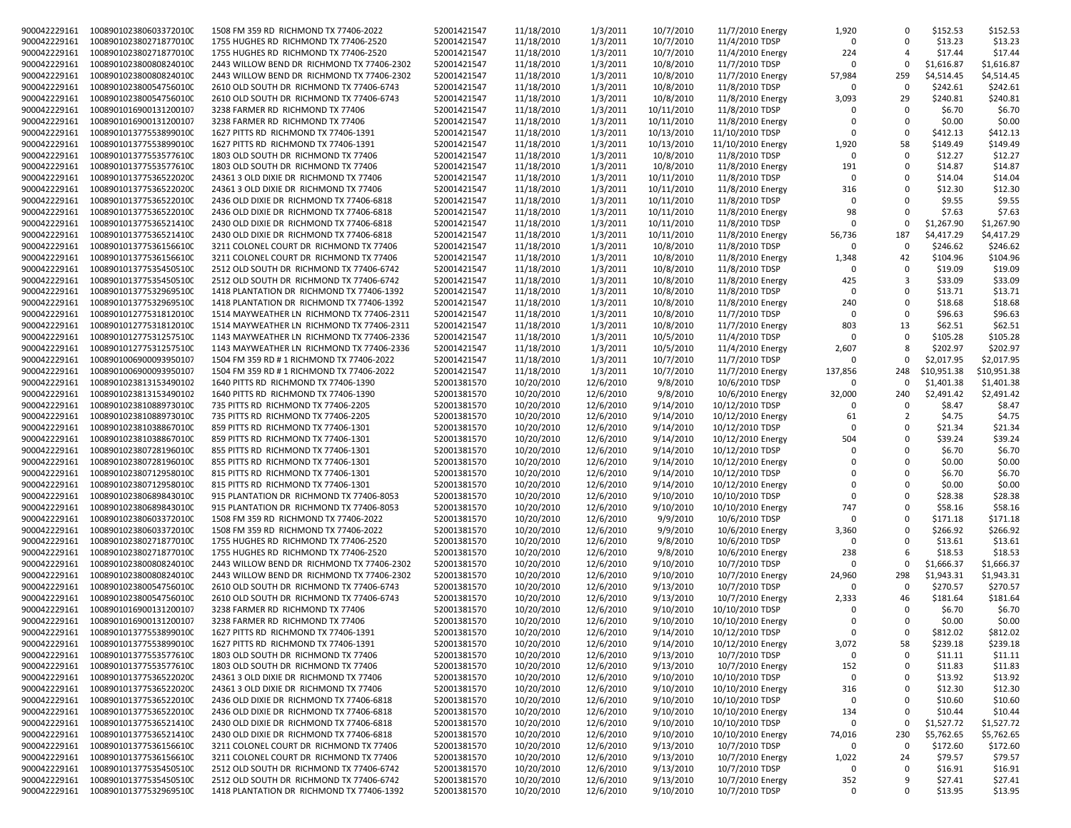| | | | | | | | | | | | |
|---|---|---|---|---|---|---|---|---|---|---|---|
| 900042229161 | 1008901023806033720100 | 1508 FM 359 RD RICHMOND TX 77406-2022 | 52001421547 | 11/18/2010 | 1/3/2011 | 10/7/2010 | 11/7/2010 Energy | 1,920 | 0 | $152.53 | $152.53 |
| 900042229161 | 1008901023802718770100 | 1755 HUGHES RD RICHMOND TX 77406-2520 | 52001421547 | 11/18/2010 | 1/3/2011 | 10/7/2010 | 11/4/2010 TDSP | 0 | 0 | $13.23 | $13.23 |
| 900042229161 | 1008901023802718770100 | 1755 HUGHES RD RICHMOND TX 77406-2520 | 52001421547 | 11/18/2010 | 1/3/2011 | 10/7/2010 | 11/4/2010 Energy | 224 | 4 | $17.44 | $17.44 |
| 900042229161 | 1008901023800808240100 | 2443 WILLOW BEND DR RICHMOND TX 77406-2302 | 52001421547 | 11/18/2010 | 1/3/2011 | 10/8/2010 | 11/7/2010 TDSP | 0 | 0 | $1,616.87 | $1,616.87 |
| 900042229161 | 1008901023800808240100 | 2443 WILLOW BEND DR RICHMOND TX 77406-2302 | 52001421547 | 11/18/2010 | 1/3/2011 | 10/8/2010 | 11/7/2010 Energy | 57,984 | 259 | $4,514.45 | $4,514.45 |
| 900042229161 | 1008901023800547560100 | 2610 OLD SOUTH DR RICHMOND TX 77406-6743 | 52001421547 | 11/18/2010 | 1/3/2011 | 10/8/2010 | 11/8/2010 TDSP | 0 | 0 | $242.61 | $242.61 |
| 900042229161 | 1008901023800547560100 | 2610 OLD SOUTH DR RICHMOND TX 77406-6743 | 52001421547 | 11/18/2010 | 1/3/2011 | 10/8/2010 | 11/8/2010 Energy | 3,093 | 29 | $240.81 | $240.81 |
| 900042229161 | 1008901016900131200107 | 3238 FARMER RD RICHMOND TX 77406 | 52001421547 | 11/18/2010 | 1/3/2011 | 10/11/2010 | 11/8/2010 TDSP | 0 | 0 | $6.70 | $6.70 |
| 900042229161 | 1008901016900131200107 | 3238 FARMER RD RICHMOND TX 77406 | 52001421547 | 11/18/2010 | 1/3/2011 | 10/11/2010 | 11/8/2010 Energy | 0 | 0 | $0.00 | $0.00 |
| 900042229161 | 1008901013775538990100 | 1627 PITTS RD RICHMOND TX 77406-1391 | 52001421547 | 11/18/2010 | 1/3/2011 | 10/13/2010 | 11/10/2010 TDSP | 0 | 0 | $412.13 | $412.13 |
| 900042229161 | 1008901013775538990100 | 1627 PITTS RD RICHMOND TX 77406-1391 | 52001421547 | 11/18/2010 | 1/3/2011 | 10/13/2010 | 11/10/2010 Energy | 1,920 | 58 | $149.49 | $149.49 |
| 900042229161 | 1008901013775535776100 | 1803 OLD SOUTH DR RICHMOND TX 77406 | 52001421547 | 11/18/2010 | 1/3/2011 | 10/8/2010 | 11/8/2010 TDSP | 0 | 0 | $12.27 | $12.27 |
| 900042229161 | 1008901013775535776100 | 1803 OLD SOUTH DR RICHMOND TX 77406 | 52001421547 | 11/18/2010 | 1/3/2011 | 10/8/2010 | 11/8/2010 Energy | 191 | 0 | $14.87 | $14.87 |
| 900042229161 | 1008901013775365220200 | 24361 3 OLD DIXIE DR RICHMOND TX 77406 | 52001421547 | 11/18/2010 | 1/3/2011 | 10/11/2010 | 11/8/2010 TDSP | 0 | 0 | $14.04 | $14.04 |
| 900042229161 | 1008901013775365220200 | 24361 3 OLD DIXIE DR RICHMOND TX 77406 | 52001421547 | 11/18/2010 | 1/3/2011 | 10/11/2010 | 11/8/2010 Energy | 316 | 0 | $12.30 | $12.30 |
| 900042229161 | 1008901013775365220100 | 2436 OLD DIXIE DR RICHMOND TX 77406-6818 | 52001421547 | 11/18/2010 | 1/3/2011 | 10/11/2010 | 11/8/2010 TDSP | 0 | 0 | $9.55 | $9.55 |
| 900042229161 | 1008901013775365220100 | 2436 OLD DIXIE DR RICHMOND TX 77406-6818 | 52001421547 | 11/18/2010 | 1/3/2011 | 10/11/2010 | 11/8/2010 Energy | 98 | 0 | $7.63 | $7.63 |
| 900042229161 | 1008901013775365214100 | 2430 OLD DIXIE DR RICHMOND TX 77406-6818 | 52001421547 | 11/18/2010 | 1/3/2011 | 10/11/2010 | 11/8/2010 TDSP | 0 | 0 | $1,267.90 | $1,267.90 |
| 900042229161 | 1008901013775365214100 | 2430 OLD DIXIE DR RICHMOND TX 77406-6818 | 52001421547 | 11/18/2010 | 1/3/2011 | 10/11/2010 | 11/8/2010 Energy | 56,736 | 187 | $4,417.29 | $4,417.29 |
| 900042229161 | 1008901013775361566100 | 3211 COLONEL COURT DR RICHMOND TX 77406 | 52001421547 | 11/18/2010 | 1/3/2011 | 10/8/2010 | 11/8/2010 TDSP | 0 | 0 | $246.62 | $246.62 |
| 900042229161 | 1008901013775361566100 | 3211 COLONEL COURT DR RICHMOND TX 77406 | 52001421547 | 11/18/2010 | 1/3/2011 | 10/8/2010 | 11/8/2010 Energy | 1,348 | 42 | $104.96 | $104.96 |
| 900042229161 | 1008901013775354505100 | 2512 OLD SOUTH DR RICHMOND TX 77406-6742 | 52001421547 | 11/18/2010 | 1/3/2011 | 10/8/2010 | 11/8/2010 TDSP | 0 | 0 | $19.09 | $19.09 |
| 900042229161 | 1008901013775354505100 | 2512 OLD SOUTH DR RICHMOND TX 77406-6742 | 52001421547 | 11/18/2010 | 1/3/2011 | 10/8/2010 | 11/8/2010 Energy | 425 | 3 | $33.09 | $33.09 |
| 900042229161 | 1008901013775329695100 | 1418 PLANTATION DR RICHMOND TX 77406-1392 | 52001421547 | 11/18/2010 | 1/3/2011 | 10/8/2010 | 11/8/2010 TDSP | 0 | 0 | $13.71 | $13.71 |
| 900042229161 | 1008901013775329695100 | 1418 PLANTATION DR RICHMOND TX 77406-1392 | 52001421547 | 11/18/2010 | 1/3/2011 | 10/8/2010 | 11/8/2010 Energy | 240 | 0 | $18.68 | $18.68 |
| 900042229161 | 1008901012775318120100 | 1514 MAYWEATHER LN RICHMOND TX 77406-2311 | 52001421547 | 11/18/2010 | 1/3/2011 | 10/8/2010 | 11/7/2010 TDSP | 0 | 0 | $96.63 | $96.63 |
| 900042229161 | 1008901012775318120100 | 1514 MAYWEATHER LN RICHMOND TX 77406-2311 | 52001421547 | 11/18/2010 | 1/3/2011 | 10/8/2010 | 11/7/2010 Energy | 803 | 13 | $62.51 | $62.51 |
| 900042229161 | 1008901012775312575100 | 1143 MAYWEATHER LN RICHMOND TX 77406-2336 | 52001421547 | 11/18/2010 | 1/3/2011 | 10/5/2010 | 11/4/2010 TDSP | 0 | 0 | $105.28 | $105.28 |
| 900042229161 | 1008901012775312575100 | 1143 MAYWEATHER LN RICHMOND TX 77406-2336 | 52001421547 | 11/18/2010 | 1/3/2011 | 10/5/2010 | 11/4/2010 Energy | 2,607 | 8 | $202.97 | $202.97 |
| 900042229161 | 1008901006900093950107 | 1504 FM 359 RD # 1 RICHMOND TX 77406-2022 | 52001421547 | 11/18/2010 | 1/3/2011 | 10/7/2010 | 11/7/2010 TDSP | 0 | 0 | $2,017.95 | $2,017.95 |
| 900042229161 | 1008901006900093950107 | 1504 FM 359 RD # 1 RICHMOND TX 77406-2022 | 52001421547 | 11/18/2010 | 1/3/2011 | 10/7/2010 | 11/7/2010 Energy | 137,856 | 248 | $10,951.38 | $10,951.38 |
| 900042229161 | 1008901023813153490102 | 1640 PITTS RD RICHMOND TX 77406-1390 | 52001381570 | 10/20/2010 | 12/6/2010 | 9/8/2010 | 10/6/2010 TDSP | 0 | 0 | $1,401.38 | $1,401.38 |
| 900042229161 | 1008901023813153490102 | 1640 PITTS RD RICHMOND TX 77406-1390 | 52001381570 | 10/20/2010 | 12/6/2010 | 9/8/2010 | 10/6/2010 Energy | 32,000 | 240 | $2,491.42 | $2,491.42 |
| 900042229161 | 1008901023810889730100 | 735 PITTS RD RICHMOND TX 77406-2205 | 52001381570 | 10/20/2010 | 12/6/2010 | 9/14/2010 | 10/12/2010 TDSP | 0 | 0 | $8.47 | $8.47 |
| 900042229161 | 1008901023810889730100 | 735 PITTS RD RICHMOND TX 77406-2205 | 52001381570 | 10/20/2010 | 12/6/2010 | 9/14/2010 | 10/12/2010 Energy | 61 | 2 | $4.75 | $4.75 |
| 900042229161 | 1008901023810388670100 | 859 PITTS RD RICHMOND TX 77406-1301 | 52001381570 | 10/20/2010 | 12/6/2010 | 9/14/2010 | 10/12/2010 TDSP | 0 | 0 | $21.34 | $21.34 |
| 900042229161 | 1008901023810388670100 | 859 PITTS RD RICHMOND TX 77406-1301 | 52001381570 | 10/20/2010 | 12/6/2010 | 9/14/2010 | 10/12/2010 Energy | 504 | 0 | $39.24 | $39.24 |
| 900042229161 | 1008901023807281960100 | 855 PITTS RD RICHMOND TX 77406-1301 | 52001381570 | 10/20/2010 | 12/6/2010 | 9/14/2010 | 10/12/2010 TDSP | 0 | 0 | $6.70 | $6.70 |
| 900042229161 | 1008901023807281960100 | 855 PITTS RD RICHMOND TX 77406-1301 | 52001381570 | 10/20/2010 | 12/6/2010 | 9/14/2010 | 10/12/2010 Energy | 0 | 0 | $0.00 | $0.00 |
| 900042229161 | 1008901023807129580100 | 815 PITTS RD RICHMOND TX 77406-1301 | 52001381570 | 10/20/2010 | 12/6/2010 | 9/14/2010 | 10/12/2010 TDSP | 0 | 0 | $6.70 | $6.70 |
| 900042229161 | 1008901023807129580100 | 815 PITTS RD RICHMOND TX 77406-1301 | 52001381570 | 10/20/2010 | 12/6/2010 | 9/14/2010 | 10/12/2010 Energy | 0 | 0 | $0.00 | $0.00 |
| 900042229161 | 1008901023806898430100 | 915 PLANTATION DR RICHMOND TX 77406-8053 | 52001381570 | 10/20/2010 | 12/6/2010 | 9/10/2010 | 10/10/2010 TDSP | 0 | 0 | $28.38 | $28.38 |
| 900042229161 | 1008901023806898430100 | 915 PLANTATION DR RICHMOND TX 77406-8053 | 52001381570 | 10/20/2010 | 12/6/2010 | 9/10/2010 | 10/10/2010 Energy | 747 | 0 | $58.16 | $58.16 |
| 900042229161 | 1008901023806033720100 | 1508 FM 359 RD RICHMOND TX 77406-2022 | 52001381570 | 10/20/2010 | 12/6/2010 | 9/9/2010 | 10/6/2010 TDSP | 0 | 0 | $171.18 | $171.18 |
| 900042229161 | 1008901023806033720100 | 1508 FM 359 RD RICHMOND TX 77406-2022 | 52001381570 | 10/20/2010 | 12/6/2010 | 9/9/2010 | 10/6/2010 Energy | 3,360 | 0 | $266.92 | $266.92 |
| 900042229161 | 1008901023802718770100 | 1755 HUGHES RD RICHMOND TX 77406-2520 | 52001381570 | 10/20/2010 | 12/6/2010 | 9/8/2010 | 10/6/2010 TDSP | 0 | 0 | $13.61 | $13.61 |
| 900042229161 | 1008901023802718770100 | 1755 HUGHES RD RICHMOND TX 77406-2520 | 52001381570 | 10/20/2010 | 12/6/2010 | 9/8/2010 | 10/6/2010 Energy | 238 | 6 | $18.53 | $18.53 |
| 900042229161 | 1008901023800808240100 | 2443 WILLOW BEND DR RICHMOND TX 77406-2302 | 52001381570 | 10/20/2010 | 12/6/2010 | 9/10/2010 | 10/7/2010 TDSP | 0 | 0 | $1,666.37 | $1,666.37 |
| 900042229161 | 1008901023800808240100 | 2443 WILLOW BEND DR RICHMOND TX 77406-2302 | 52001381570 | 10/20/2010 | 12/6/2010 | 9/10/2010 | 10/7/2010 Energy | 24,960 | 298 | $1,943.31 | $1,943.31 |
| 900042229161 | 1008901023800547560100 | 2610 OLD SOUTH DR RICHMOND TX 77406-6743 | 52001381570 | 10/20/2010 | 12/6/2010 | 9/13/2010 | 10/7/2010 TDSP | 0 | 0 | $270.57 | $270.57 |
| 900042229161 | 1008901023800547560100 | 2610 OLD SOUTH DR RICHMOND TX 77406-6743 | 52001381570 | 10/20/2010 | 12/6/2010 | 9/13/2010 | 10/7/2010 Energy | 2,333 | 46 | $181.64 | $181.64 |
| 900042229161 | 1008901016900131200107 | 3238 FARMER RD RICHMOND TX 77406 | 52001381570 | 10/20/2010 | 12/6/2010 | 9/10/2010 | 10/10/2010 TDSP | 0 | 0 | $6.70 | $6.70 |
| 900042229161 | 1008901016900131200107 | 3238 FARMER RD RICHMOND TX 77406 | 52001381570 | 10/20/2010 | 12/6/2010 | 9/10/2010 | 10/10/2010 Energy | 0 | 0 | $0.00 | $0.00 |
| 900042229161 | 1008901013775538990100 | 1627 PITTS RD RICHMOND TX 77406-1391 | 52001381570 | 10/20/2010 | 12/6/2010 | 9/14/2010 | 10/12/2010 TDSP | 0 | 0 | $812.02 | $812.02 |
| 900042229161 | 1008901013775538990100 | 1627 PITTS RD RICHMOND TX 77406-1391 | 52001381570 | 10/20/2010 | 12/6/2010 | 9/14/2010 | 10/12/2010 Energy | 3,072 | 58 | $239.18 | $239.18 |
| 900042229161 | 1008901013775535776100 | 1803 OLD SOUTH DR RICHMOND TX 77406 | 52001381570 | 10/20/2010 | 12/6/2010 | 9/13/2010 | 10/7/2010 TDSP | 0 | 0 | $11.11 | $11.11 |
| 900042229161 | 1008901013775535776100 | 1803 OLD SOUTH DR RICHMOND TX 77406 | 52001381570 | 10/20/2010 | 12/6/2010 | 9/13/2010 | 10/7/2010 Energy | 152 | 0 | $11.83 | $11.83 |
| 900042229161 | 1008901013775365220200 | 24361 3 OLD DIXIE DR RICHMOND TX 77406 | 52001381570 | 10/20/2010 | 12/6/2010 | 9/10/2010 | 10/10/2010 TDSP | 0 | 0 | $13.92 | $13.92 |
| 900042229161 | 1008901013775365220200 | 24361 3 OLD DIXIE DR RICHMOND TX 77406 | 52001381570 | 10/20/2010 | 12/6/2010 | 9/10/2010 | 10/10/2010 Energy | 316 | 0 | $12.30 | $12.30 |
| 900042229161 | 1008901013775365220100 | 2436 OLD DIXIE DR RICHMOND TX 77406-6818 | 52001381570 | 10/20/2010 | 12/6/2010 | 9/10/2010 | 10/10/2010 TDSP | 0 | 0 | $10.60 | $10.60 |
| 900042229161 | 1008901013775365220100 | 2436 OLD DIXIE DR RICHMOND TX 77406-6818 | 52001381570 | 10/20/2010 | 12/6/2010 | 9/10/2010 | 10/10/2010 Energy | 134 | 0 | $10.44 | $10.44 |
| 900042229161 | 1008901013775365214100 | 2430 OLD DIXIE DR RICHMOND TX 77406-6818 | 52001381570 | 10/20/2010 | 12/6/2010 | 9/10/2010 | 10/10/2010 TDSP | 0 | 0 | $1,527.72 | $1,527.72 |
| 900042229161 | 1008901013775365214100 | 2430 OLD DIXIE DR RICHMOND TX 77406-6818 | 52001381570 | 10/20/2010 | 12/6/2010 | 9/10/2010 | 10/10/2010 Energy | 74,016 | 230 | $5,762.65 | $5,762.65 |
| 900042229161 | 1008901013775361566100 | 3211 COLONEL COURT DR RICHMOND TX 77406 | 52001381570 | 10/20/2010 | 12/6/2010 | 9/13/2010 | 10/7/2010 TDSP | 0 | 0 | $172.60 | $172.60 |
| 900042229161 | 1008901013775361566100 | 3211 COLONEL COURT DR RICHMOND TX 77406 | 52001381570 | 10/20/2010 | 12/6/2010 | 9/13/2010 | 10/7/2010 Energy | 1,022 | 24 | $79.57 | $79.57 |
| 900042229161 | 1008901013775354505100 | 2512 OLD SOUTH DR RICHMOND TX 77406-6742 | 52001381570 | 10/20/2010 | 12/6/2010 | 9/13/2010 | 10/7/2010 TDSP | 0 | 0 | $16.91 | $16.91 |
| 900042229161 | 1008901013775354505100 | 2512 OLD SOUTH DR RICHMOND TX 77406-6742 | 52001381570 | 10/20/2010 | 12/6/2010 | 9/13/2010 | 10/7/2010 Energy | 352 | 9 | $27.41 | $27.41 |
| 900042229161 | 1008901013775329695100 | 1418 PLANTATION DR RICHMOND TX 77406-1392 | 52001381570 | 10/20/2010 | 12/6/2010 | 9/10/2010 | 10/7/2010 TDSP | 0 | 0 | $13.95 | $13.95 |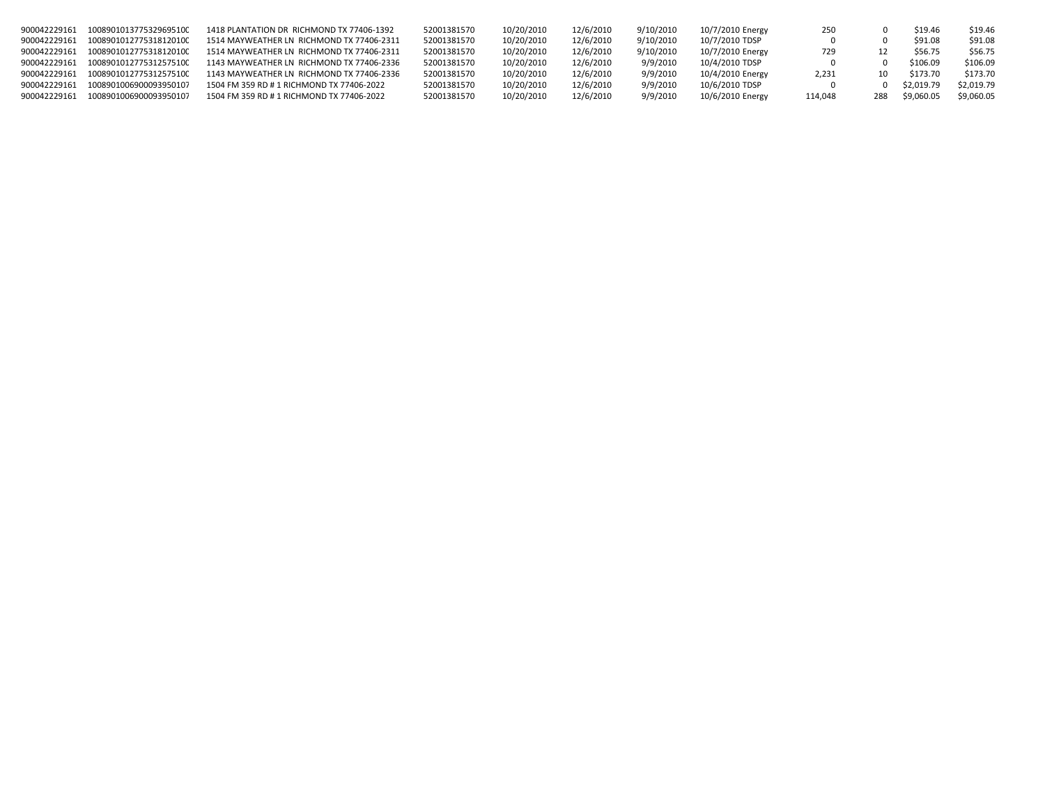| | | | | | | | | | | | |
|---|---|---|---|---|---|---|---|---|---|---|---|
| 900042229161 | 1008901013775329695100 | 1418 PLANTATION DR RICHMOND TX 77406-1392 | 52001381570 | 10/20/2010 | 12/6/2010 | 9/10/2010 | 10/7/2010 Energy | 250 | 0 | $19.46 | $19.46 |
| 900042229161 | 1008901012775318120100 | 1514 MAYWEATHER LN RICHMOND TX 77406-2311 | 52001381570 | 10/20/2010 | 12/6/2010 | 9/10/2010 | 10/7/2010 TDSP | 0 | 0 | $91.08 | $91.08 |
| 900042229161 | 1008901012775318120100 | 1514 MAYWEATHER LN RICHMOND TX 77406-2311 | 52001381570 | 10/20/2010 | 12/6/2010 | 9/10/2010 | 10/7/2010 Energy | 729 | 12 | $56.75 | $56.75 |
| 900042229161 | 1008901012775312575100 | 1143 MAYWEATHER LN RICHMOND TX 77406-2336 | 52001381570 | 10/20/2010 | 12/6/2010 | 9/9/2010 | 10/4/2010 TDSP | 0 | 0 | $106.09 | $106.09 |
| 900042229161 | 1008901012775312575100 | 1143 MAYWEATHER LN RICHMOND TX 77406-2336 | 52001381570 | 10/20/2010 | 12/6/2010 | 9/9/2010 | 10/4/2010 Energy | 2,231 | 10 | $173.70 | $173.70 |
| 900042229161 | 1008901006900093950107 | 1504 FM 359 RD # 1 RICHMOND TX 77406-2022 | 52001381570 | 10/20/2010 | 12/6/2010 | 9/9/2010 | 10/6/2010 TDSP | 0 | 0 | $2,019.79 | $2,019.79 |
| 900042229161 | 1008901006900093950107 | 1504 FM 359 RD # 1 RICHMOND TX 77406-2022 | 52001381570 | 10/20/2010 | 12/6/2010 | 9/9/2010 | 10/6/2010 Energy | 114,048 | 288 | $9,060.05 | $9,060.05 |